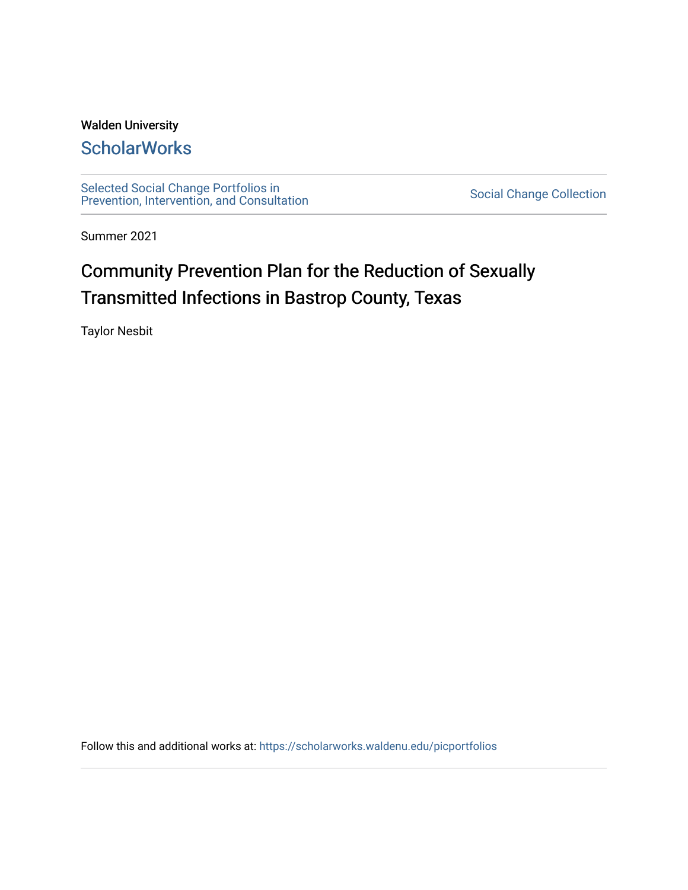Walden University

# ScholarWorks

Selected Social Change Portfolios in Prevention, Intervention, and Consultation

Social Change Collection

Summer 2021

# Community Prevention Plan for the Reduction of Sexually Transmitted Infections in Bastrop County, Texas

Taylor Nesbit

Follow this and additional works at: https://scholarworks.waldenu.edu/picportfolios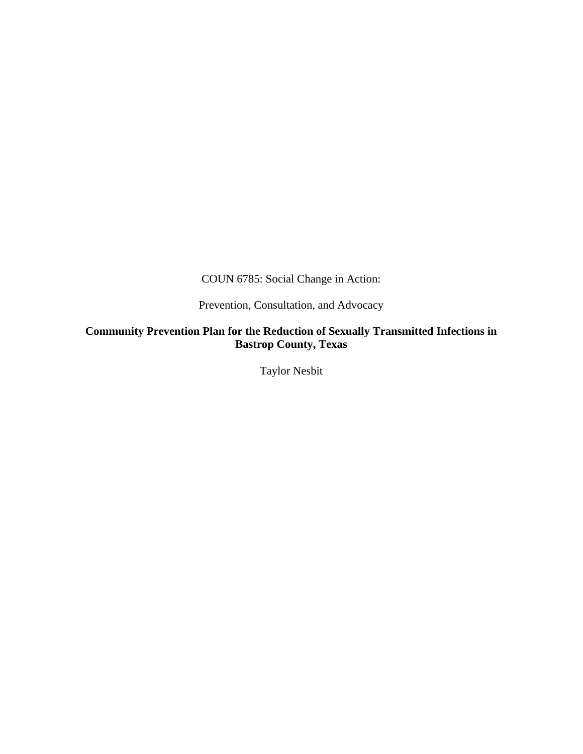COUN 6785: Social Change in Action:

Prevention, Consultation, and Advocacy

**Community Prevention Plan for the Reduction of Sexually Transmitted Infections in Bastrop County, Texas**

Taylor Nesbit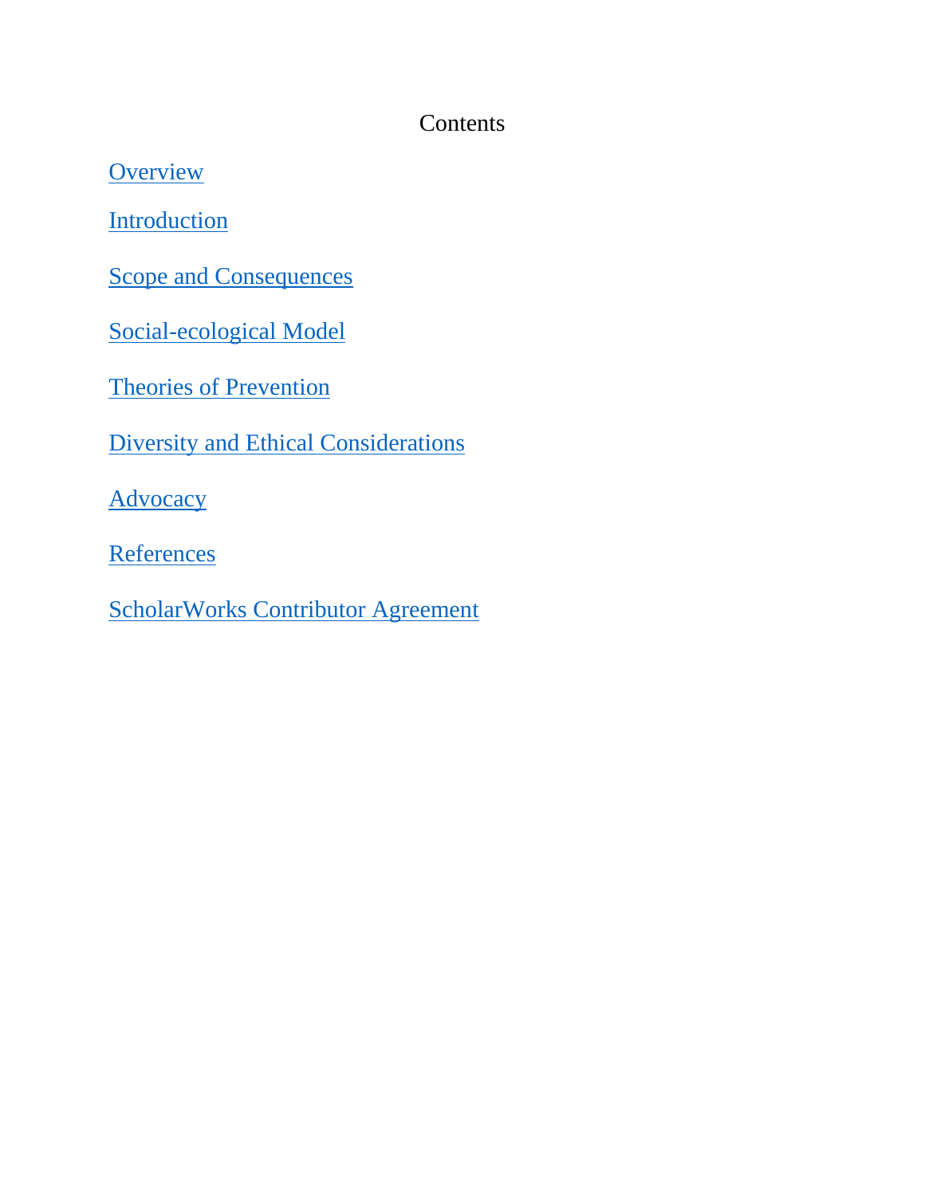# Contents

[Overview]

[Introduction]

[Scope and Consequences]

[Social-ecological Model]

[Theories of Prevention]

[Diversity and Ethical Considerations]

[Advocacy]

[References]

[ScholarWorks Contributor Agreement]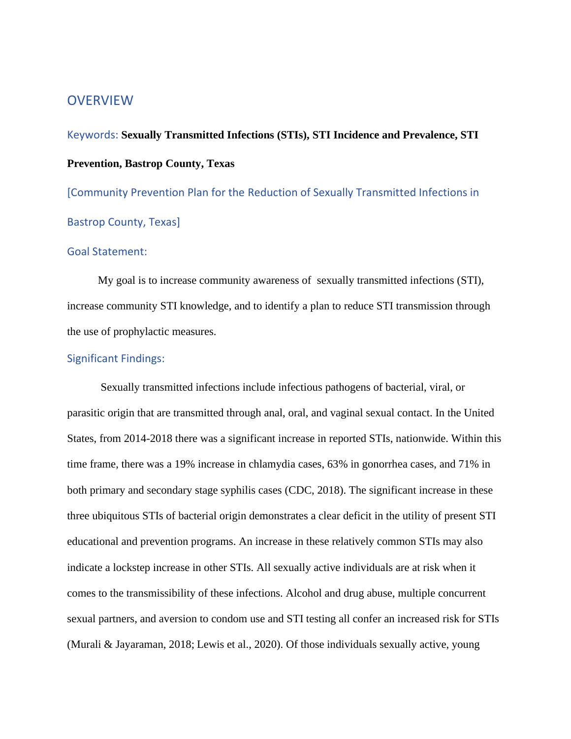# OVERVIEW

Keywords: **Sexually Transmitted Infections (STIs), STI Incidence and Prevalence, STI Prevention, Bastrop County, Texas**

## [Community Prevention Plan for the Reduction of Sexually Transmitted Infections in Bastrop County, Texas]

### Goal Statement:

My goal is to increase community awareness of sexually transmitted infections (STI), increase community STI knowledge, and to identify a plan to reduce STI transmission through the use of prophylactic measures.

### Significant Findings:

Sexually transmitted infections include infectious pathogens of bacterial, viral, or parasitic origin that are transmitted through anal, oral, and vaginal sexual contact. In the United States, from 2014-2018 there was a significant increase in reported STIs, nationwide. Within this time frame, there was a 19% increase in chlamydia cases, 63% in gonorrhea cases, and 71% in both primary and secondary stage syphilis cases (CDC, 2018). The significant increase in these three ubiquitous STIs of bacterial origin demonstrates a clear deficit in the utility of present STI educational and prevention programs. An increase in these relatively common STIs may also indicate a lockstep increase in other STIs. All sexually active individuals are at risk when it comes to the transmissibility of these infections. Alcohol and drug abuse, multiple concurrent sexual partners, and aversion to condom use and STI testing all confer an increased risk for STIs (Murali & Jayaraman, 2018; Lewis et al., 2020). Of those individuals sexually active, young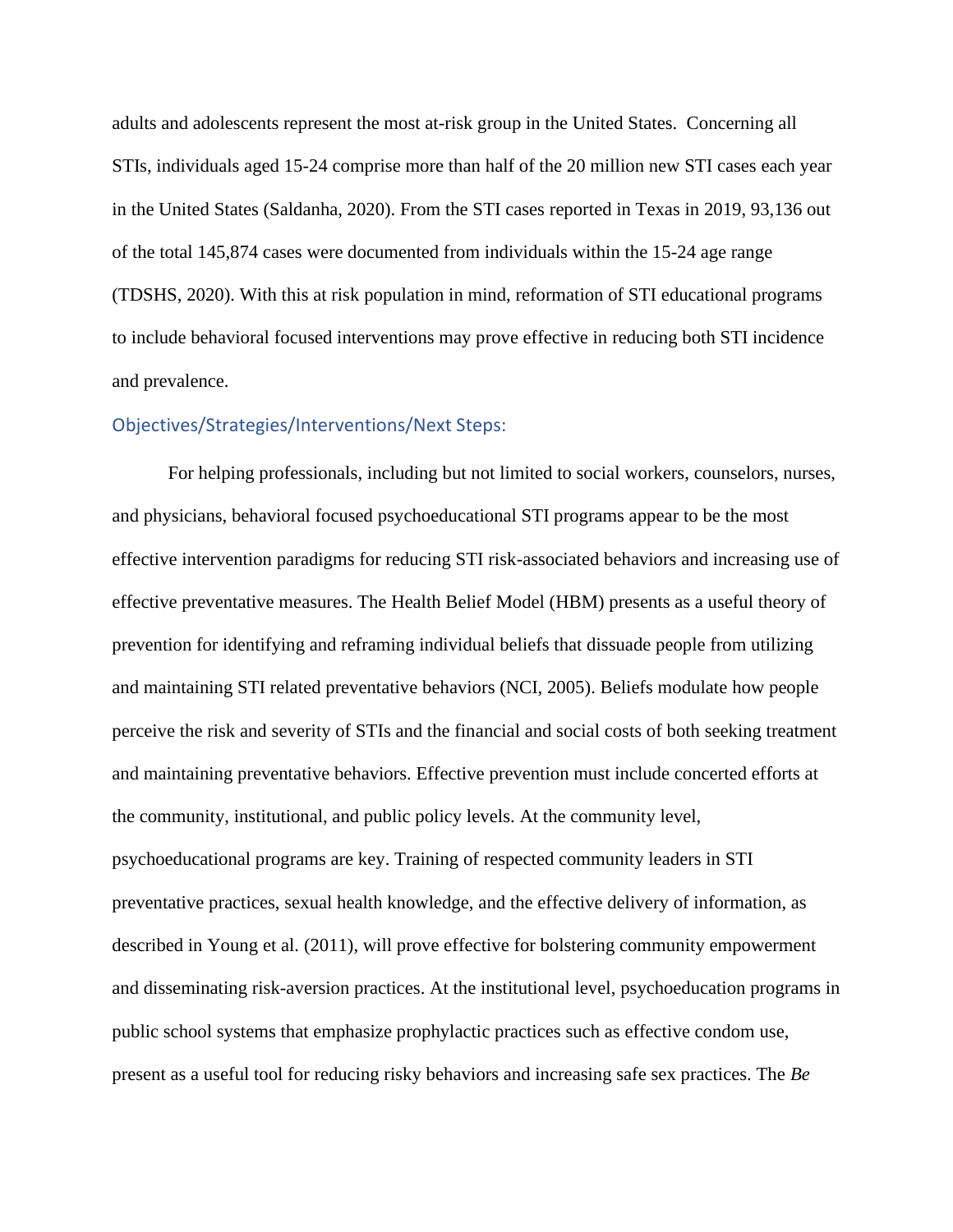adults and adolescents represent the most at-risk group in the United States. Concerning all STIs, individuals aged 15-24 comprise more than half of the 20 million new STI cases each year in the United States (Saldanha, 2020). From the STI cases reported in Texas in 2019, 93,136 out of the total 145,874 cases were documented from individuals within the 15-24 age range (TDSHS, 2020). With this at risk population in mind, reformation of STI educational programs to include behavioral focused interventions may prove effective in reducing both STI incidence and prevalence.

## Objectives/Strategies/Interventions/Next Steps:

For helping professionals, including but not limited to social workers, counselors, nurses, and physicians, behavioral focused psychoeducational STI programs appear to be the most effective intervention paradigms for reducing STI risk-associated behaviors and increasing use of effective preventative measures. The Health Belief Model (HBM) presents as a useful theory of prevention for identifying and reframing individual beliefs that dissuade people from utilizing and maintaining STI related preventative behaviors (NCI, 2005). Beliefs modulate how people perceive the risk and severity of STIs and the financial and social costs of both seeking treatment and maintaining preventative behaviors. Effective prevention must include concerted efforts at the community, institutional, and public policy levels. At the community level, psychoeducational programs are key. Training of respected community leaders in STI preventative practices, sexual health knowledge, and the effective delivery of information, as described in Young et al. (2011), will prove effective for bolstering community empowerment and disseminating risk-aversion practices. At the institutional level, psychoeducation programs in public school systems that emphasize prophylactic practices such as effective condom use, present as a useful tool for reducing risky behaviors and increasing safe sex practices. The *Be*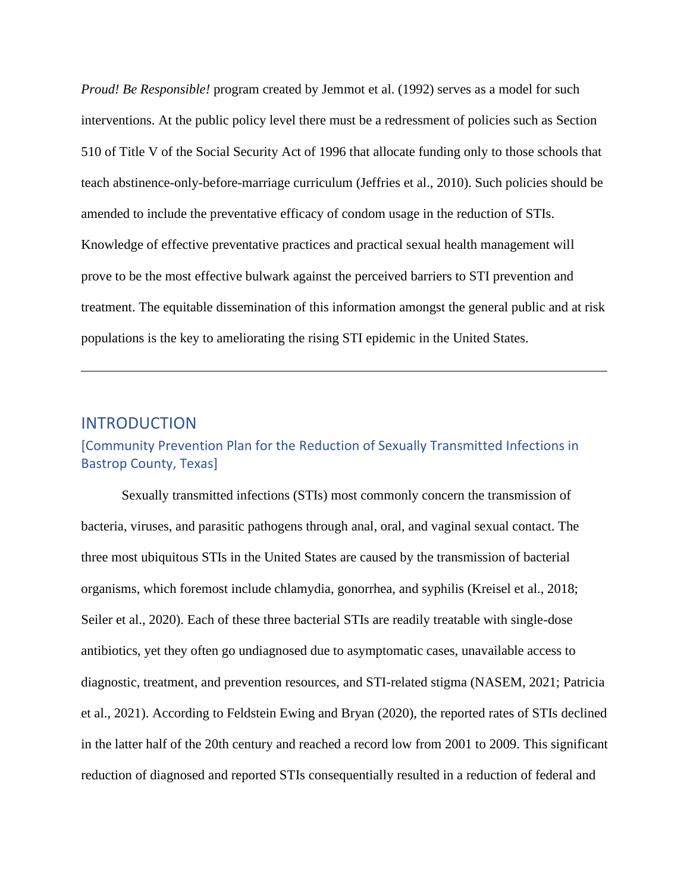*Proud! Be Responsible!* program created by Jemmot et al. (1992) serves as a model for such interventions. At the public policy level there must be a redressment of policies such as Section 510 of Title V of the Social Security Act of 1996 that allocate funding only to those schools that teach abstinence-only-before-marriage curriculum (Jeffries et al., 2010). Such policies should be amended to include the preventative efficacy of condom usage in the reduction of STIs. Knowledge of effective preventative practices and practical sexual health management will prove to be the most effective bulwark against the perceived barriers to STI prevention and treatment. The equitable dissemination of this information amongst the general public and at risk populations is the key to ameliorating the rising STI epidemic in the United States.

---

## INTRODUCTION

### [Community Prevention Plan for the Reduction of Sexually Transmitted Infections in Bastrop County, Texas]

Sexually transmitted infections (STIs) most commonly concern the transmission of bacteria, viruses, and parasitic pathogens through anal, oral, and vaginal sexual contact. The three most ubiquitous STIs in the United States are caused by the transmission of bacterial organisms, which foremost include chlamydia, gonorrhea, and syphilis (Kreisel et al., 2018; Seiler et al., 2020). Each of these three bacterial STIs are readily treatable with single-dose antibiotics, yet they often go undiagnosed due to asymptomatic cases, unavailable access to diagnostic, treatment, and prevention resources, and STI-related stigma (NASEM, 2021; Patricia et al., 2021). According to Feldstein Ewing and Bryan (2020), the reported rates of STIs declined in the latter half of the 20th century and reached a record low from 2001 to 2009. This significant reduction of diagnosed and reported STIs consequentially resulted in a reduction of federal and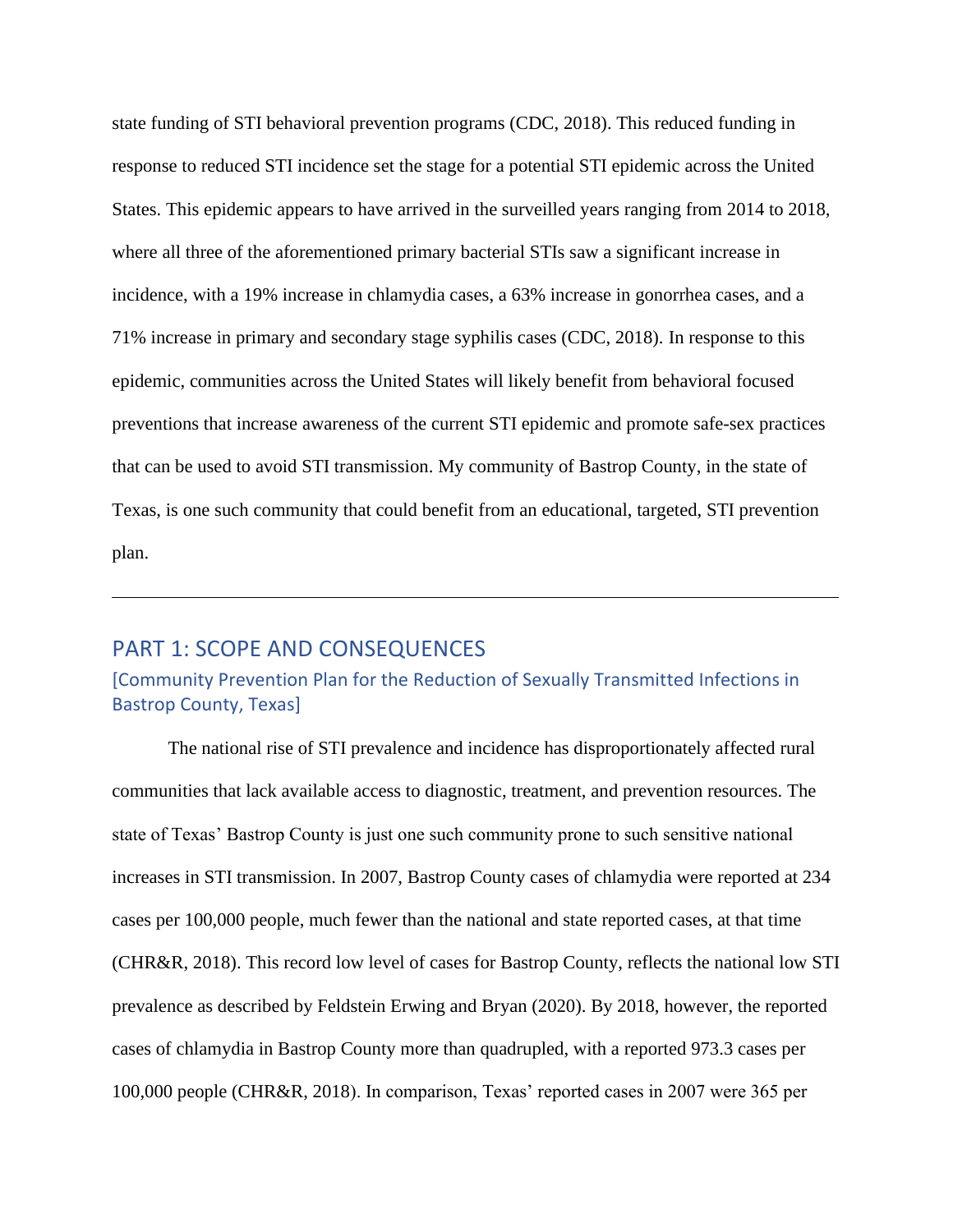state funding of STI behavioral prevention programs (CDC, 2018). This reduced funding in response to reduced STI incidence set the stage for a potential STI epidemic across the United States. This epidemic appears to have arrived in the surveilled years ranging from 2014 to 2018, where all three of the aforementioned primary bacterial STIs saw a significant increase in incidence, with a 19% increase in chlamydia cases, a 63% increase in gonorrhea cases, and a 71% increase in primary and secondary stage syphilis cases (CDC, 2018). In response to this epidemic, communities across the United States will likely benefit from behavioral focused preventions that increase awareness of the current STI epidemic and promote safe-sex practices that can be used to avoid STI transmission. My community of Bastrop County, in the state of Texas, is one such community that could benefit from an educational, targeted, STI prevention plan.

---

## PART 1: SCOPE AND CONSEQUENCES

### [Community Prevention Plan for the Reduction of Sexually Transmitted Infections in Bastrop County, Texas]

The national rise of STI prevalence and incidence has disproportionately affected rural communities that lack available access to diagnostic, treatment, and prevention resources. The state of Texas' Bastrop County is just one such community prone to such sensitive national increases in STI transmission. In 2007, Bastrop County cases of chlamydia were reported at 234 cases per 100,000 people, much fewer than the national and state reported cases, at that time (CHR&R, 2018). This record low level of cases for Bastrop County, reflects the national low STI prevalence as described by Feldstein Erwing and Bryan (2020). By 2018, however, the reported cases of chlamydia in Bastrop County more than quadrupled, with a reported 973.3 cases per 100,000 people (CHR&R, 2018). In comparison, Texas' reported cases in 2007 were 365 per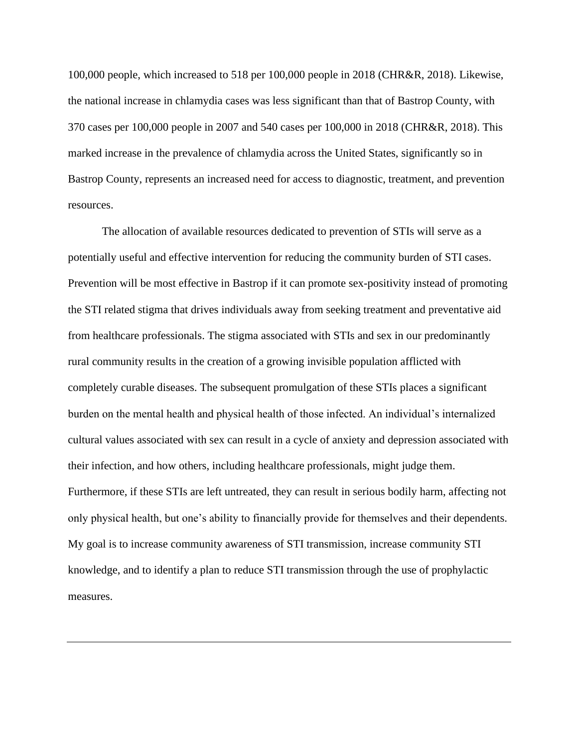100,000 people, which increased to 518 per 100,000 people in 2018 (CHR&R, 2018). Likewise, the national increase in chlamydia cases was less significant than that of Bastrop County, with 370 cases per 100,000 people in 2007 and 540 cases per 100,000 in 2018 (CHR&R, 2018). This marked increase in the prevalence of chlamydia across the United States, significantly so in Bastrop County, represents an increased need for access to diagnostic, treatment, and prevention resources.

The allocation of available resources dedicated to prevention of STIs will serve as a potentially useful and effective intervention for reducing the community burden of STI cases. Prevention will be most effective in Bastrop if it can promote sex-positivity instead of promoting the STI related stigma that drives individuals away from seeking treatment and preventative aid from healthcare professionals. The stigma associated with STIs and sex in our predominantly rural community results in the creation of a growing invisible population afflicted with completely curable diseases. The subsequent promulgation of these STIs places a significant burden on the mental health and physical health of those infected. An individual's internalized cultural values associated with sex can result in a cycle of anxiety and depression associated with their infection, and how others, including healthcare professionals, might judge them. Furthermore, if these STIs are left untreated, they can result in serious bodily harm, affecting not only physical health, but one's ability to financially provide for themselves and their dependents. My goal is to increase community awareness of STI transmission, increase community STI knowledge, and to identify a plan to reduce STI transmission through the use of prophylactic measures.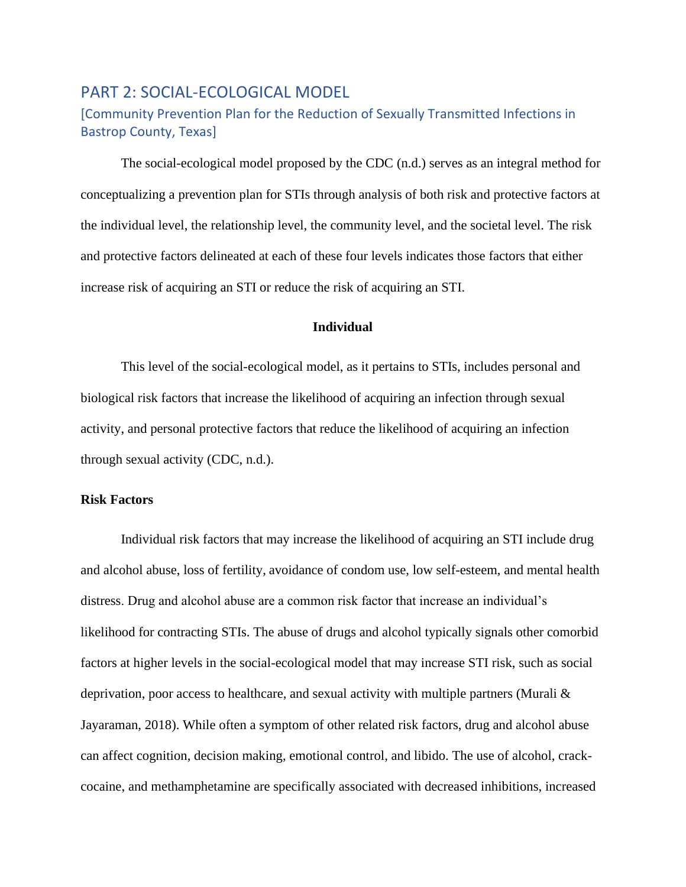# PART 2: SOCIAL-ECOLOGICAL MODEL

## [Community Prevention Plan for the Reduction of Sexually Transmitted Infections in Bastrop County, Texas]

The social-ecological model proposed by the CDC (n.d.) serves as an integral method for conceptualizing a prevention plan for STIs through analysis of both risk and protective factors at the individual level, the relationship level, the community level, and the societal level. The risk and protective factors delineated at each of these four levels indicates those factors that either increase risk of acquiring an STI or reduce the risk of acquiring an STI.

### Individual

This level of the social-ecological model, as it pertains to STIs, includes personal and biological risk factors that increase the likelihood of acquiring an infection through sexual activity, and personal protective factors that reduce the likelihood of acquiring an infection through sexual activity (CDC, n.d.).

#### Risk Factors

Individual risk factors that may increase the likelihood of acquiring an STI include drug and alcohol abuse, loss of fertility, avoidance of condom use, low self-esteem, and mental health distress. Drug and alcohol abuse are a common risk factor that increase an individual's likelihood for contracting STIs. The abuse of drugs and alcohol typically signals other comorbid factors at higher levels in the social-ecological model that may increase STI risk, such as social deprivation, poor access to healthcare, and sexual activity with multiple partners (Murali & Jayaraman, 2018). While often a symptom of other related risk factors, drug and alcohol abuse can affect cognition, decision making, emotional control, and libido. The use of alcohol, crack-cocaine, and methamphetamine are specifically associated with decreased inhibitions, increased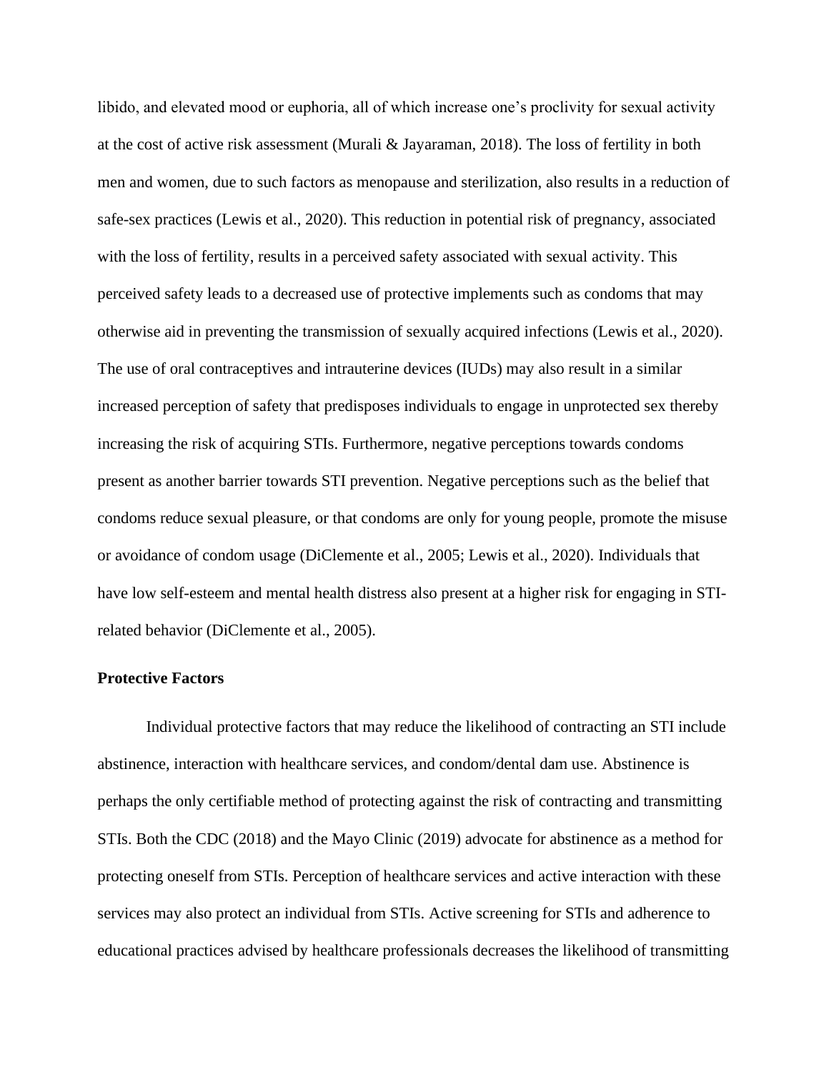libido, and elevated mood or euphoria, all of which increase one's proclivity for sexual activity at the cost of active risk assessment (Murali & Jayaraman, 2018). The loss of fertility in both men and women, due to such factors as menopause and sterilization, also results in a reduction of safe-sex practices (Lewis et al., 2020). This reduction in potential risk of pregnancy, associated with the loss of fertility, results in a perceived safety associated with sexual activity. This perceived safety leads to a decreased use of protective implements such as condoms that may otherwise aid in preventing the transmission of sexually acquired infections (Lewis et al., 2020). The use of oral contraceptives and intrauterine devices (IUDs) may also result in a similar increased perception of safety that predisposes individuals to engage in unprotected sex thereby increasing the risk of acquiring STIs. Furthermore, negative perceptions towards condoms present as another barrier towards STI prevention. Negative perceptions such as the belief that condoms reduce sexual pleasure, or that condoms are only for young people, promote the misuse or avoidance of condom usage (DiClemente et al., 2005; Lewis et al., 2020). Individuals that have low self-esteem and mental health distress also present at a higher risk for engaging in STI-related behavior (DiClemente et al., 2005).

**Protective Factors**

Individual protective factors that may reduce the likelihood of contracting an STI include abstinence, interaction with healthcare services, and condom/dental dam use. Abstinence is perhaps the only certifiable method of protecting against the risk of contracting and transmitting STIs. Both the CDC (2018) and the Mayo Clinic (2019) advocate for abstinence as a method for protecting oneself from STIs. Perception of healthcare services and active interaction with these services may also protect an individual from STIs. Active screening for STIs and adherence to educational practices advised by healthcare professionals decreases the likelihood of transmitting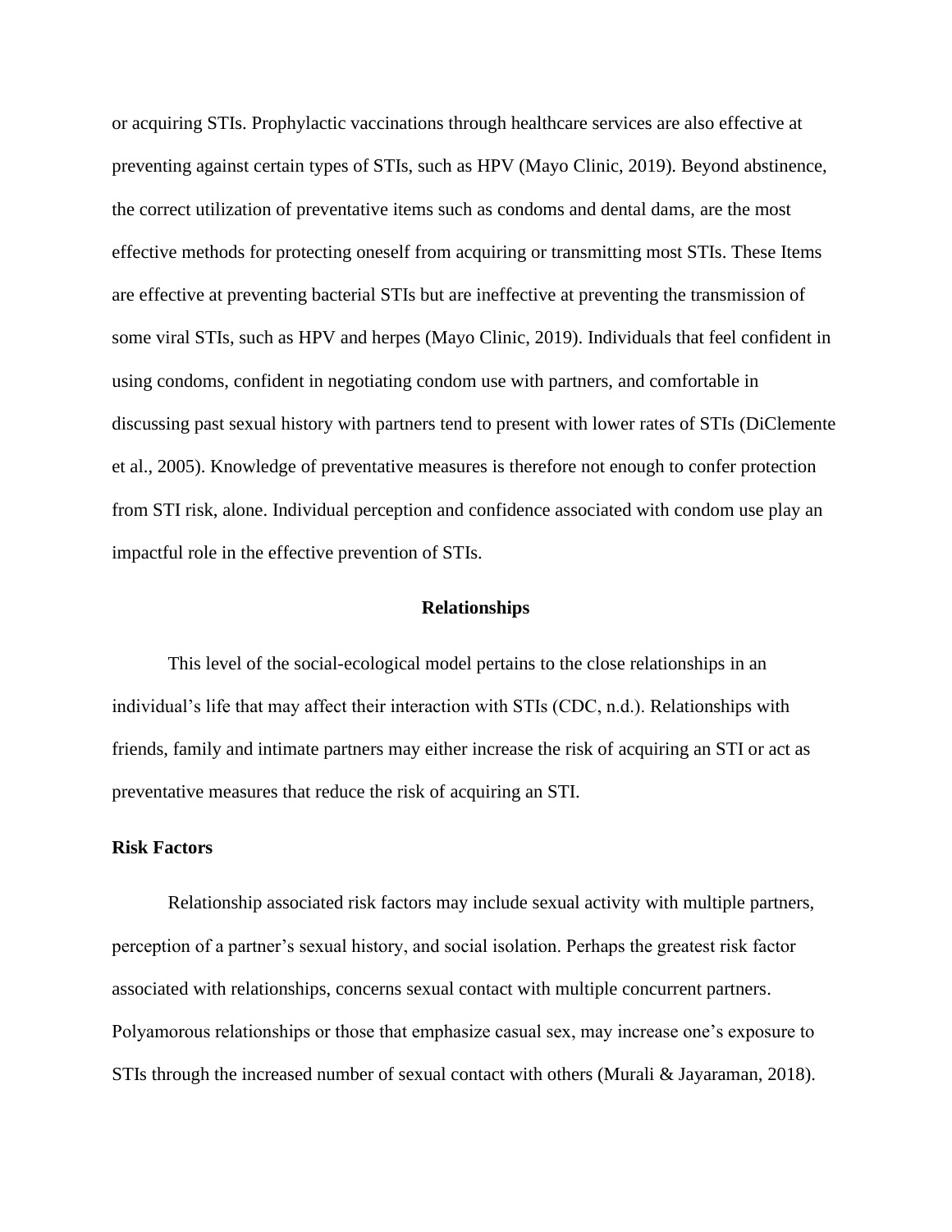or acquiring STIs. Prophylactic vaccinations through healthcare services are also effective at preventing against certain types of STIs, such as HPV (Mayo Clinic, 2019). Beyond abstinence, the correct utilization of preventative items such as condoms and dental dams, are the most effective methods for protecting oneself from acquiring or transmitting most STIs. These Items are effective at preventing bacterial STIs but are ineffective at preventing the transmission of some viral STIs, such as HPV and herpes (Mayo Clinic, 2019). Individuals that feel confident in using condoms, confident in negotiating condom use with partners, and comfortable in discussing past sexual history with partners tend to present with lower rates of STIs (DiClemente et al., 2005). Knowledge of preventative measures is therefore not enough to confer protection from STI risk, alone. Individual perception and confidence associated with condom use play an impactful role in the effective prevention of STIs.

## Relationships

This level of the social-ecological model pertains to the close relationships in an individual's life that may affect their interaction with STIs (CDC, n.d.). Relationships with friends, family and intimate partners may either increase the risk of acquiring an STI or act as preventative measures that reduce the risk of acquiring an STI.

### Risk Factors

Relationship associated risk factors may include sexual activity with multiple partners, perception of a partner's sexual history, and social isolation. Perhaps the greatest risk factor associated with relationships, concerns sexual contact with multiple concurrent partners. Polyamorous relationships or those that emphasize casual sex, may increase one's exposure to STIs through the increased number of sexual contact with others (Murali & Jayaraman, 2018).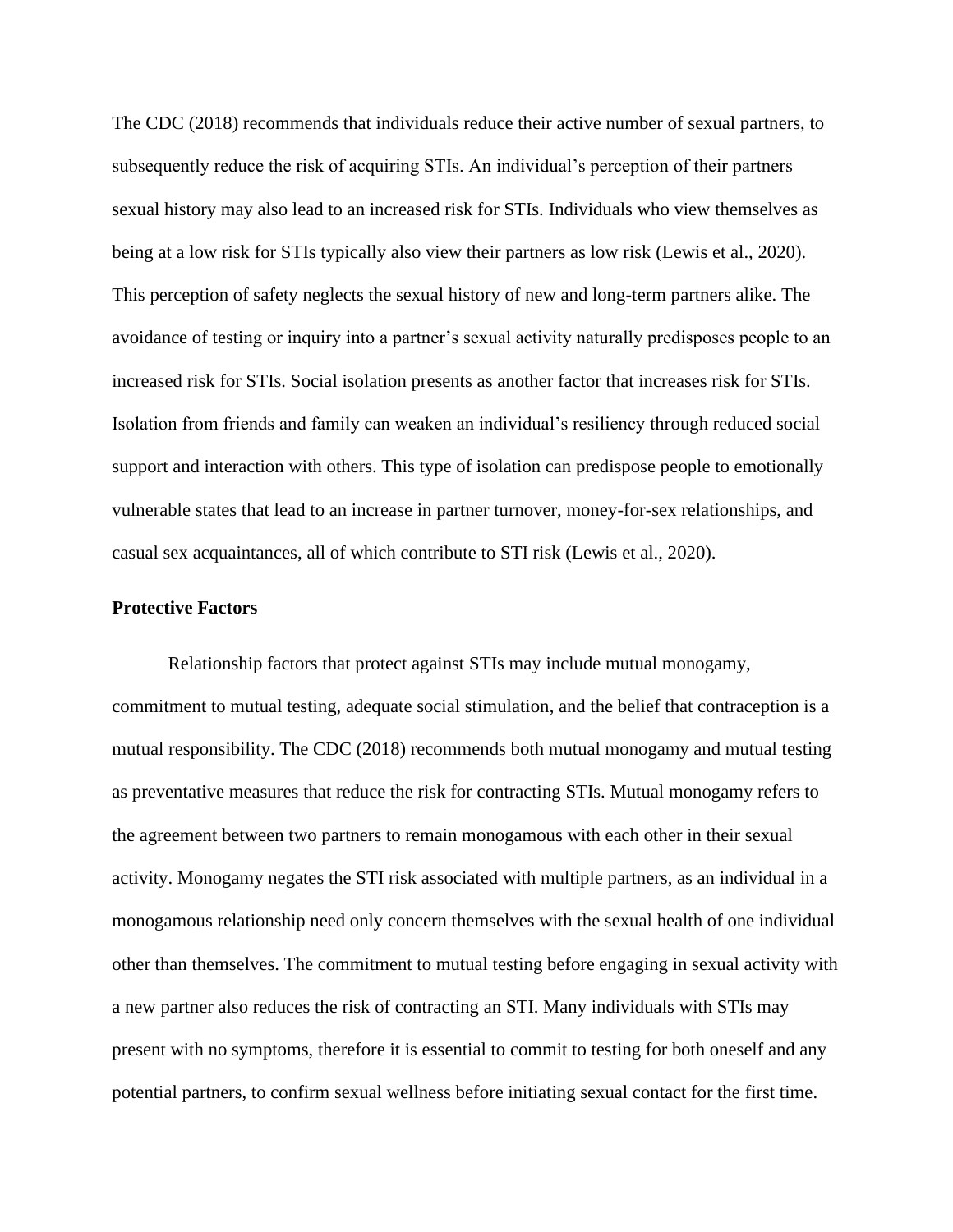The CDC (2018) recommends that individuals reduce their active number of sexual partners, to subsequently reduce the risk of acquiring STIs. An individual's perception of their partners sexual history may also lead to an increased risk for STIs. Individuals who view themselves as being at a low risk for STIs typically also view their partners as low risk (Lewis et al., 2020). This perception of safety neglects the sexual history of new and long-term partners alike. The avoidance of testing or inquiry into a partner's sexual activity naturally predisposes people to an increased risk for STIs. Social isolation presents as another factor that increases risk for STIs. Isolation from friends and family can weaken an individual's resiliency through reduced social support and interaction with others. This type of isolation can predispose people to emotionally vulnerable states that lead to an increase in partner turnover, money-for-sex relationships, and casual sex acquaintances, all of which contribute to STI risk (Lewis et al., 2020).

**Protective Factors**

Relationship factors that protect against STIs may include mutual monogamy, commitment to mutual testing, adequate social stimulation, and the belief that contraception is a mutual responsibility. The CDC (2018) recommends both mutual monogamy and mutual testing as preventative measures that reduce the risk for contracting STIs. Mutual monogamy refers to the agreement between two partners to remain monogamous with each other in their sexual activity. Monogamy negates the STI risk associated with multiple partners, as an individual in a monogamous relationship need only concern themselves with the sexual health of one individual other than themselves. The commitment to mutual testing before engaging in sexual activity with a new partner also reduces the risk of contracting an STI. Many individuals with STIs may present with no symptoms, therefore it is essential to commit to testing for both oneself and any potential partners, to confirm sexual wellness before initiating sexual contact for the first time.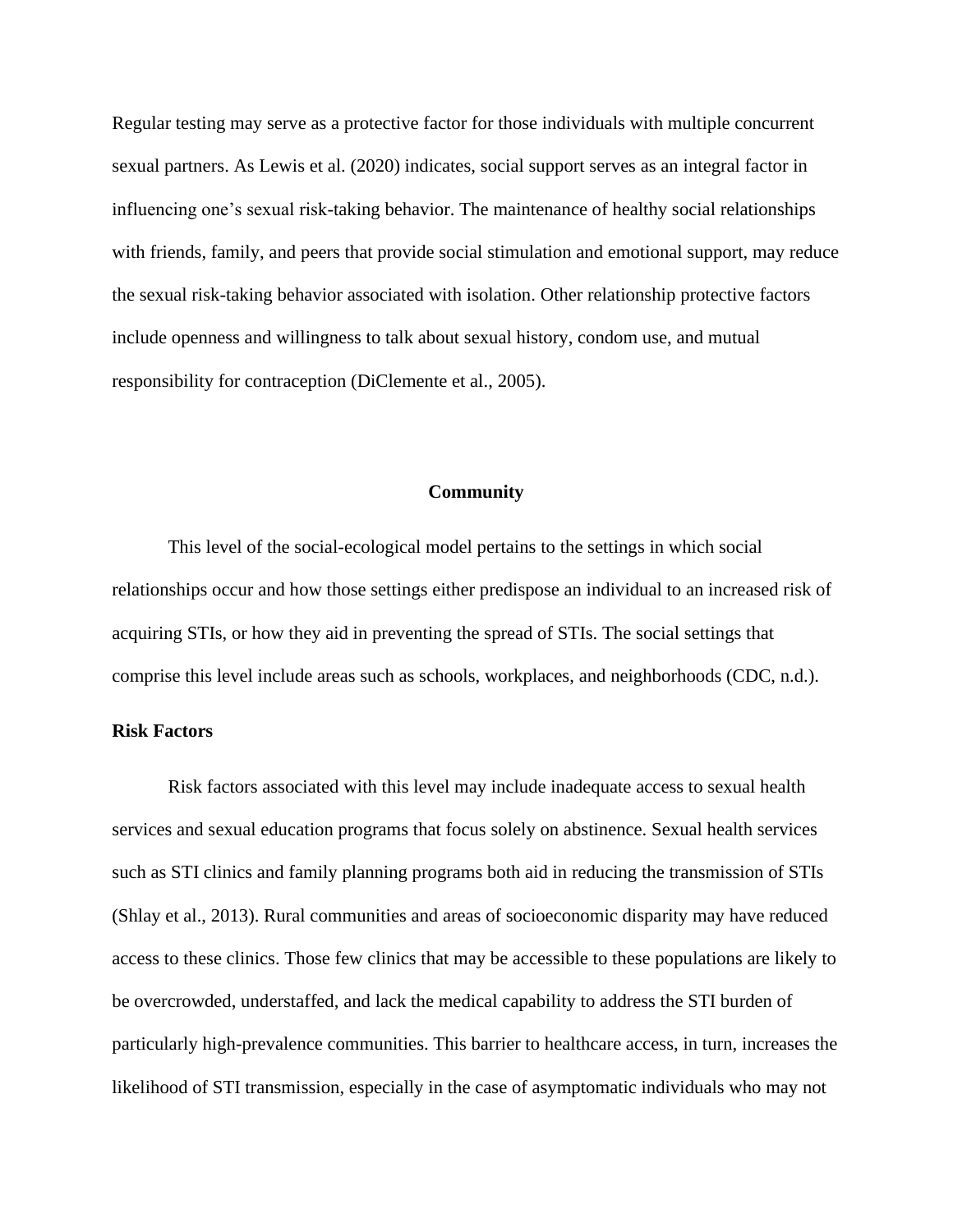Regular testing may serve as a protective factor for those individuals with multiple concurrent sexual partners. As Lewis et al. (2020) indicates, social support serves as an integral factor in influencing one's sexual risk-taking behavior. The maintenance of healthy social relationships with friends, family, and peers that provide social stimulation and emotional support, may reduce the sexual risk-taking behavior associated with isolation. Other relationship protective factors include openness and willingness to talk about sexual history, condom use, and mutual responsibility for contraception (DiClemente et al., 2005).

## Community

This level of the social-ecological model pertains to the settings in which social relationships occur and how those settings either predispose an individual to an increased risk of acquiring STIs, or how they aid in preventing the spread of STIs. The social settings that comprise this level include areas such as schools, workplaces, and neighborhoods (CDC, n.d.).

### Risk Factors

Risk factors associated with this level may include inadequate access to sexual health services and sexual education programs that focus solely on abstinence. Sexual health services such as STI clinics and family planning programs both aid in reducing the transmission of STIs (Shlay et al., 2013). Rural communities and areas of socioeconomic disparity may have reduced access to these clinics. Those few clinics that may be accessible to these populations are likely to be overcrowded, understaffed, and lack the medical capability to address the STI burden of particularly high-prevalence communities. This barrier to healthcare access, in turn, increases the likelihood of STI transmission, especially in the case of asymptomatic individuals who may not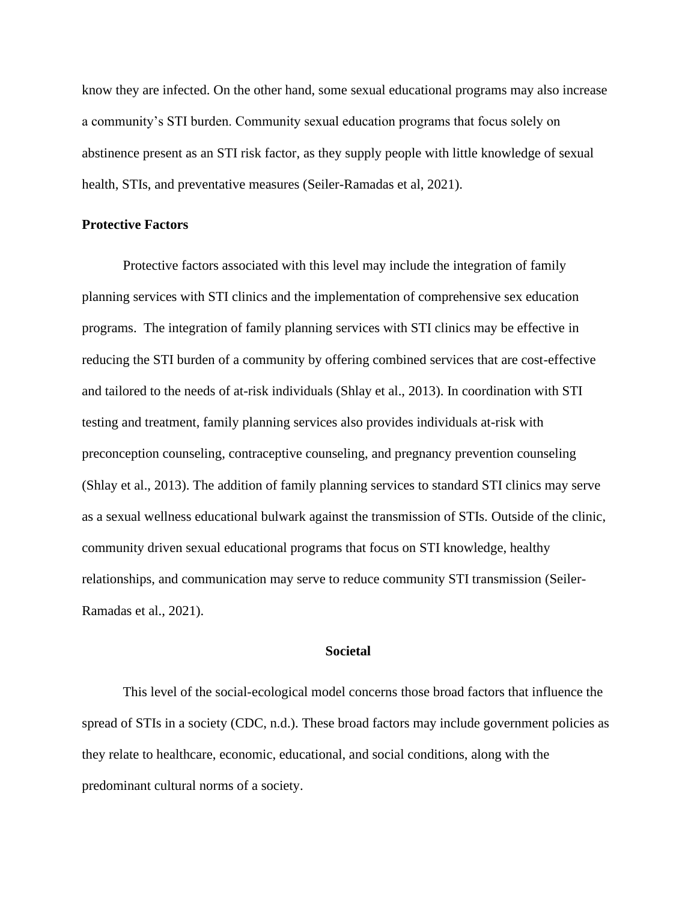know they are infected. On the other hand, some sexual educational programs may also increase a community's STI burden. Community sexual education programs that focus solely on abstinence present as an STI risk factor, as they supply people with little knowledge of sexual health, STIs, and preventative measures (Seiler-Ramadas et al, 2021).

### Protective Factors

Protective factors associated with this level may include the integration of family planning services with STI clinics and the implementation of comprehensive sex education programs.  The integration of family planning services with STI clinics may be effective in reducing the STI burden of a community by offering combined services that are cost-effective and tailored to the needs of at-risk individuals (Shlay et al., 2013). In coordination with STI testing and treatment, family planning services also provides individuals at-risk with preconception counseling, contraceptive counseling, and pregnancy prevention counseling (Shlay et al., 2013). The addition of family planning services to standard STI clinics may serve as a sexual wellness educational bulwark against the transmission of STIs. Outside of the clinic, community driven sexual educational programs that focus on STI knowledge, healthy relationships, and communication may serve to reduce community STI transmission (Seiler-Ramadas et al., 2021).

## Societal

This level of the social-ecological model concerns those broad factors that influence the spread of STIs in a society (CDC, n.d.). These broad factors may include government policies as they relate to healthcare, economic, educational, and social conditions, along with the predominant cultural norms of a society.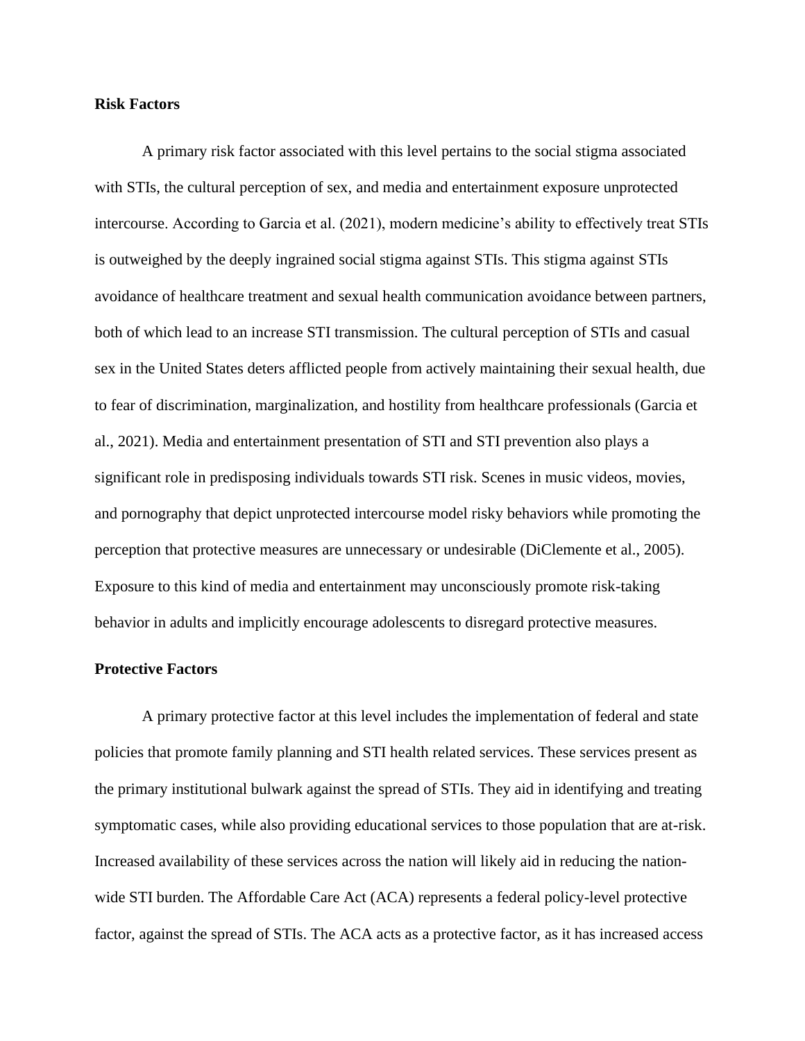**Risk Factors**

A primary risk factor associated with this level pertains to the social stigma associated with STIs, the cultural perception of sex, and media and entertainment exposure unprotected intercourse. According to Garcia et al. (2021), modern medicine's ability to effectively treat STIs is outweighed by the deeply ingrained social stigma against STIs. This stigma against STIs avoidance of healthcare treatment and sexual health communication avoidance between partners, both of which lead to an increase STI transmission. The cultural perception of STIs and casual sex in the United States deters afflicted people from actively maintaining their sexual health, due to fear of discrimination, marginalization, and hostility from healthcare professionals (Garcia et al., 2021). Media and entertainment presentation of STI and STI prevention also plays a significant role in predisposing individuals towards STI risk. Scenes in music videos, movies, and pornography that depict unprotected intercourse model risky behaviors while promoting the perception that protective measures are unnecessary or undesirable (DiClemente et al., 2005). Exposure to this kind of media and entertainment may unconsciously promote risk-taking behavior in adults and implicitly encourage adolescents to disregard protective measures.

**Protective Factors**

A primary protective factor at this level includes the implementation of federal and state policies that promote family planning and STI health related services. These services present as the primary institutional bulwark against the spread of STIs. They aid in identifying and treating symptomatic cases, while also providing educational services to those population that are at-risk. Increased availability of these services across the nation will likely aid in reducing the nation-wide STI burden. The Affordable Care Act (ACA) represents a federal policy-level protective factor, against the spread of STIs. The ACA acts as a protective factor, as it has increased access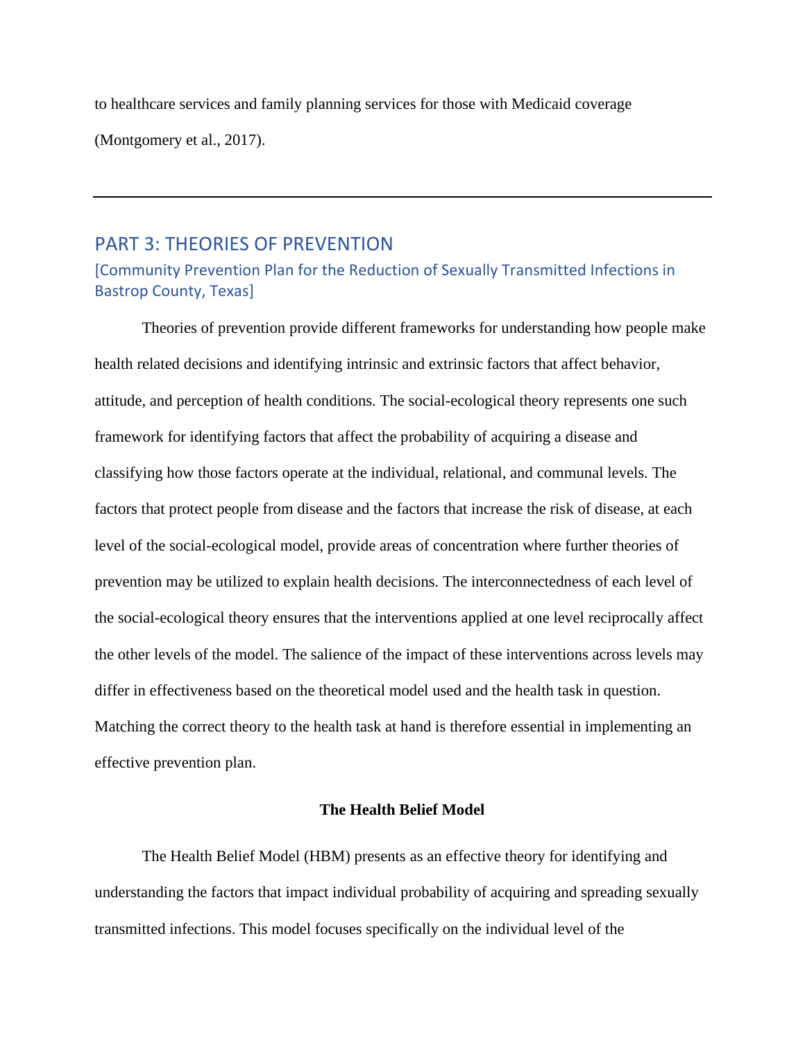to healthcare services and family planning services for those with Medicaid coverage (Montgomery et al., 2017).

---

## PART 3: THEORIES OF PREVENTION

### [Community Prevention Plan for the Reduction of Sexually Transmitted Infections in Bastrop County, Texas]

Theories of prevention provide different frameworks for understanding how people make health related decisions and identifying intrinsic and extrinsic factors that affect behavior, attitude, and perception of health conditions. The social-ecological theory represents one such framework for identifying factors that affect the probability of acquiring a disease and classifying how those factors operate at the individual, relational, and communal levels. The factors that protect people from disease and the factors that increase the risk of disease, at each level of the social-ecological model, provide areas of concentration where further theories of prevention may be utilized to explain health decisions. The interconnectedness of each level of the social-ecological theory ensures that the interventions applied at one level reciprocally affect the other levels of the model. The salience of the impact of these interventions across levels may differ in effectiveness based on the theoretical model used and the health task in question. Matching the correct theory to the health task at hand is therefore essential in implementing an effective prevention plan.

#### The Health Belief Model

The Health Belief Model (HBM) presents as an effective theory for identifying and understanding the factors that impact individual probability of acquiring and spreading sexually transmitted infections. This model focuses specifically on the individual level of the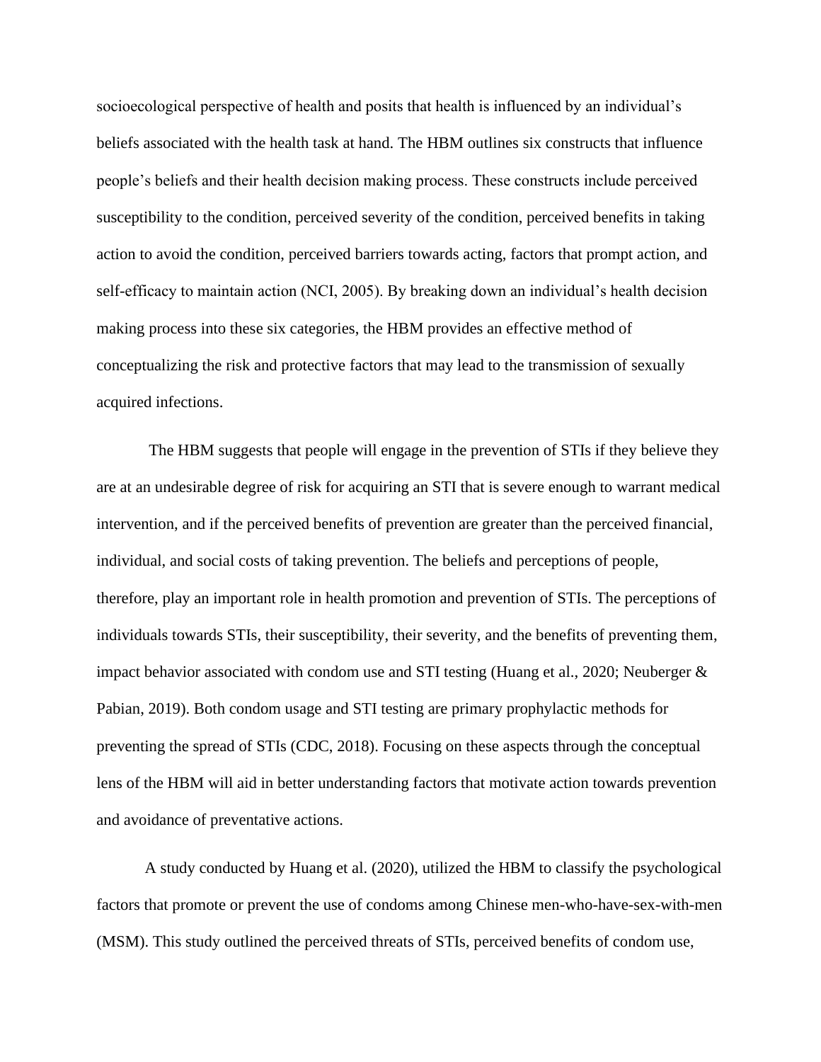socioecological perspective of health and posits that health is influenced by an individual's beliefs associated with the health task at hand. The HBM outlines six constructs that influence people's beliefs and their health decision making process. These constructs include perceived susceptibility to the condition, perceived severity of the condition, perceived benefits in taking action to avoid the condition, perceived barriers towards acting, factors that prompt action, and self-efficacy to maintain action (NCI, 2005). By breaking down an individual's health decision making process into these six categories, the HBM provides an effective method of conceptualizing the risk and protective factors that may lead to the transmission of sexually acquired infections.

The HBM suggests that people will engage in the prevention of STIs if they believe they are at an undesirable degree of risk for acquiring an STI that is severe enough to warrant medical intervention, and if the perceived benefits of prevention are greater than the perceived financial, individual, and social costs of taking prevention. The beliefs and perceptions of people, therefore, play an important role in health promotion and prevention of STIs. The perceptions of individuals towards STIs, their susceptibility, their severity, and the benefits of preventing them, impact behavior associated with condom use and STI testing (Huang et al., 2020; Neuberger & Pabian, 2019). Both condom usage and STI testing are primary prophylactic methods for preventing the spread of STIs (CDC, 2018). Focusing on these aspects through the conceptual lens of the HBM will aid in better understanding factors that motivate action towards prevention and avoidance of preventative actions.

A study conducted by Huang et al. (2020), utilized the HBM to classify the psychological factors that promote or prevent the use of condoms among Chinese men-who-have-sex-with-men (MSM). This study outlined the perceived threats of STIs, perceived benefits of condom use,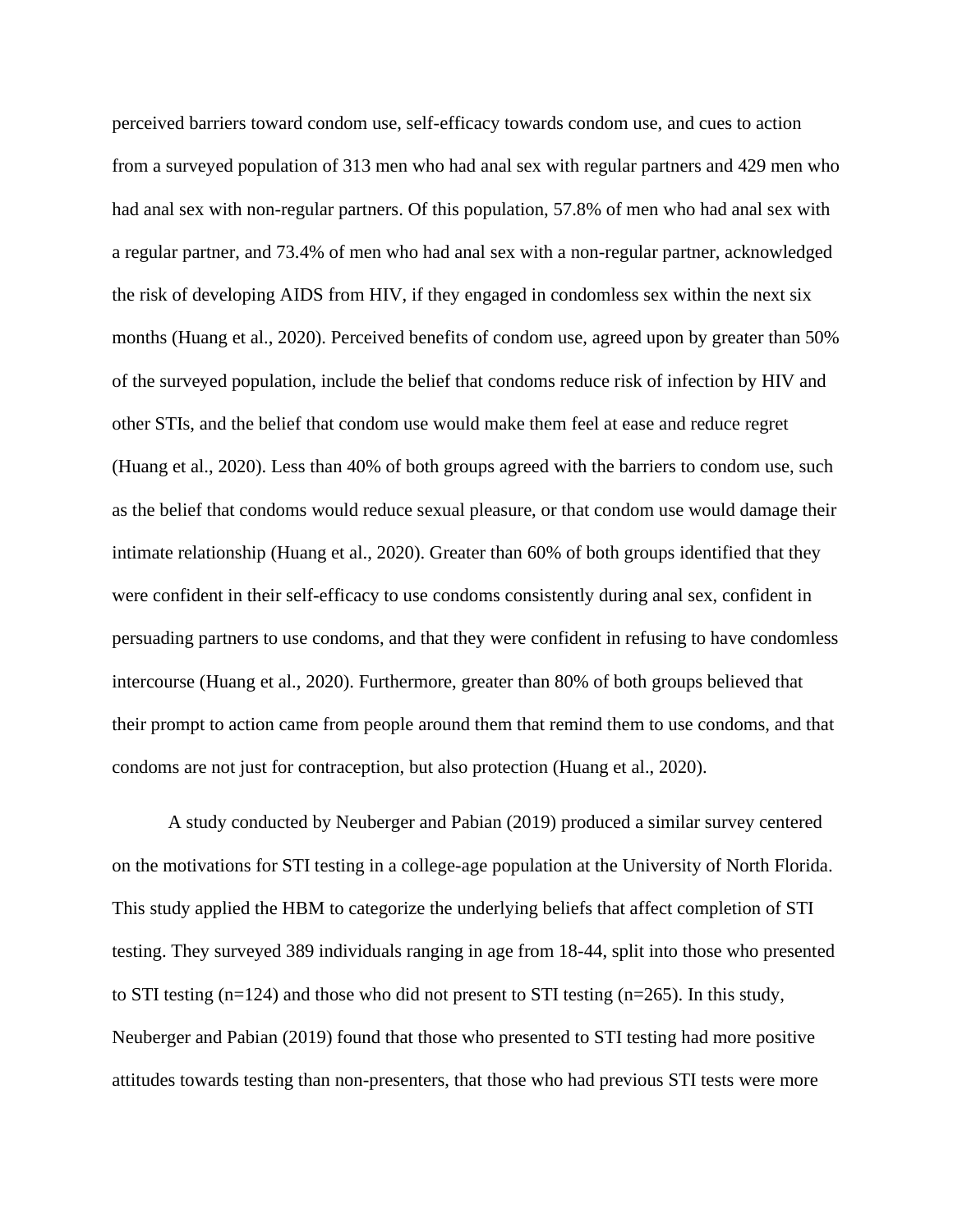perceived barriers toward condom use, self-efficacy towards condom use, and cues to action from a surveyed population of 313 men who had anal sex with regular partners and 429 men who had anal sex with non-regular partners. Of this population, 57.8% of men who had anal sex with a regular partner, and 73.4% of men who had anal sex with a non-regular partner, acknowledged the risk of developing AIDS from HIV, if they engaged in condomless sex within the next six months (Huang et al., 2020). Perceived benefits of condom use, agreed upon by greater than 50% of the surveyed population, include the belief that condoms reduce risk of infection by HIV and other STIs, and the belief that condom use would make them feel at ease and reduce regret (Huang et al., 2020). Less than 40% of both groups agreed with the barriers to condom use, such as the belief that condoms would reduce sexual pleasure, or that condom use would damage their intimate relationship (Huang et al., 2020). Greater than 60% of both groups identified that they were confident in their self-efficacy to use condoms consistently during anal sex, confident in persuading partners to use condoms, and that they were confident in refusing to have condomless intercourse (Huang et al., 2020). Furthermore, greater than 80% of both groups believed that their prompt to action came from people around them that remind them to use condoms, and that condoms are not just for contraception, but also protection (Huang et al., 2020).

A study conducted by Neuberger and Pabian (2019) produced a similar survey centered on the motivations for STI testing in a college-age population at the University of North Florida. This study applied the HBM to categorize the underlying beliefs that affect completion of STI testing. They surveyed 389 individuals ranging in age from 18-44, split into those who presented to STI testing (n=124) and those who did not present to STI testing (n=265). In this study, Neuberger and Pabian (2019) found that those who presented to STI testing had more positive attitudes towards testing than non-presenters, that those who had previous STI tests were more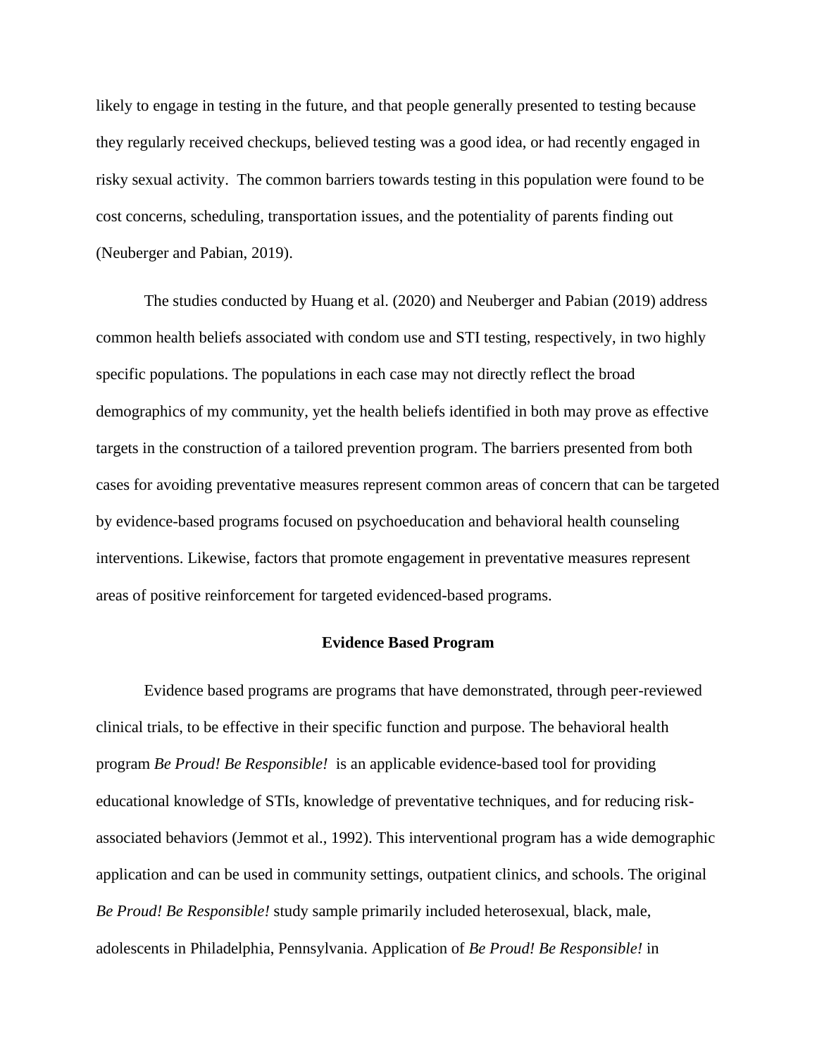likely to engage in testing in the future, and that people generally presented to testing because they regularly received checkups, believed testing was a good idea, or had recently engaged in risky sexual activity. The common barriers towards testing in this population were found to be cost concerns, scheduling, transportation issues, and the potentiality of parents finding out (Neuberger and Pabian, 2019).

The studies conducted by Huang et al. (2020) and Neuberger and Pabian (2019) address common health beliefs associated with condom use and STI testing, respectively, in two highly specific populations. The populations in each case may not directly reflect the broad demographics of my community, yet the health beliefs identified in both may prove as effective targets in the construction of a tailored prevention program. The barriers presented from both cases for avoiding preventative measures represent common areas of concern that can be targeted by evidence-based programs focused on psychoeducation and behavioral health counseling interventions. Likewise, factors that promote engagement in preventative measures represent areas of positive reinforcement for targeted evidenced-based programs.

## Evidence Based Program

Evidence based programs are programs that have demonstrated, through peer-reviewed clinical trials, to be effective in their specific function and purpose. The behavioral health program *Be Proud! Be Responsible!* is an applicable evidence-based tool for providing educational knowledge of STIs, knowledge of preventative techniques, and for reducing risk-associated behaviors (Jemmot et al., 1992). This interventional program has a wide demographic application and can be used in community settings, outpatient clinics, and schools. The original *Be Proud! Be Responsible!* study sample primarily included heterosexual, black, male, adolescents in Philadelphia, Pennsylvania. Application of *Be Proud! Be Responsible!* in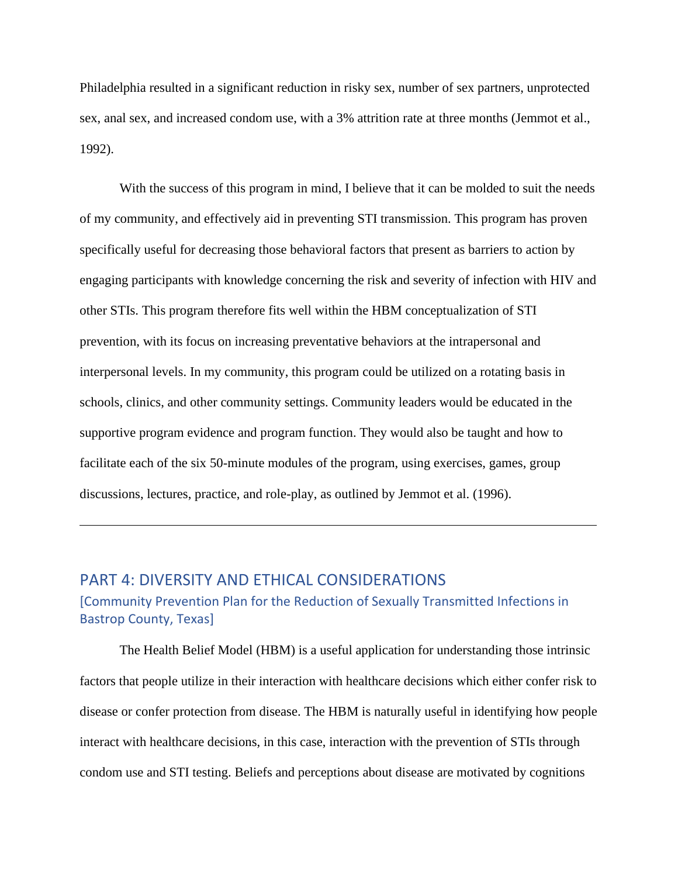Philadelphia resulted in a significant reduction in risky sex, number of sex partners, unprotected sex, anal sex, and increased condom use, with a 3% attrition rate at three months (Jemmot et al., 1992).

With the success of this program in mind, I believe that it can be molded to suit the needs of my community, and effectively aid in preventing STI transmission. This program has proven specifically useful for decreasing those behavioral factors that present as barriers to action by engaging participants with knowledge concerning the risk and severity of infection with HIV and other STIs. This program therefore fits well within the HBM conceptualization of STI prevention, with its focus on increasing preventative behaviors at the intrapersonal and interpersonal levels. In my community, this program could be utilized on a rotating basis in schools, clinics, and other community settings. Community leaders would be educated in the supportive program evidence and program function. They would also be taught and how to facilitate each of the six 50-minute modules of the program, using exercises, games, group discussions, lectures, practice, and role-play, as outlined by Jemmot et al. (1996).

---

## PART 4: DIVERSITY AND ETHICAL CONSIDERATIONS

### [Community Prevention Plan for the Reduction of Sexually Transmitted Infections in Bastrop County, Texas]

The Health Belief Model (HBM) is a useful application for understanding those intrinsic factors that people utilize in their interaction with healthcare decisions which either confer risk to disease or confer protection from disease. The HBM is naturally useful in identifying how people interact with healthcare decisions, in this case, interaction with the prevention of STIs through condom use and STI testing. Beliefs and perceptions about disease are motivated by cognitions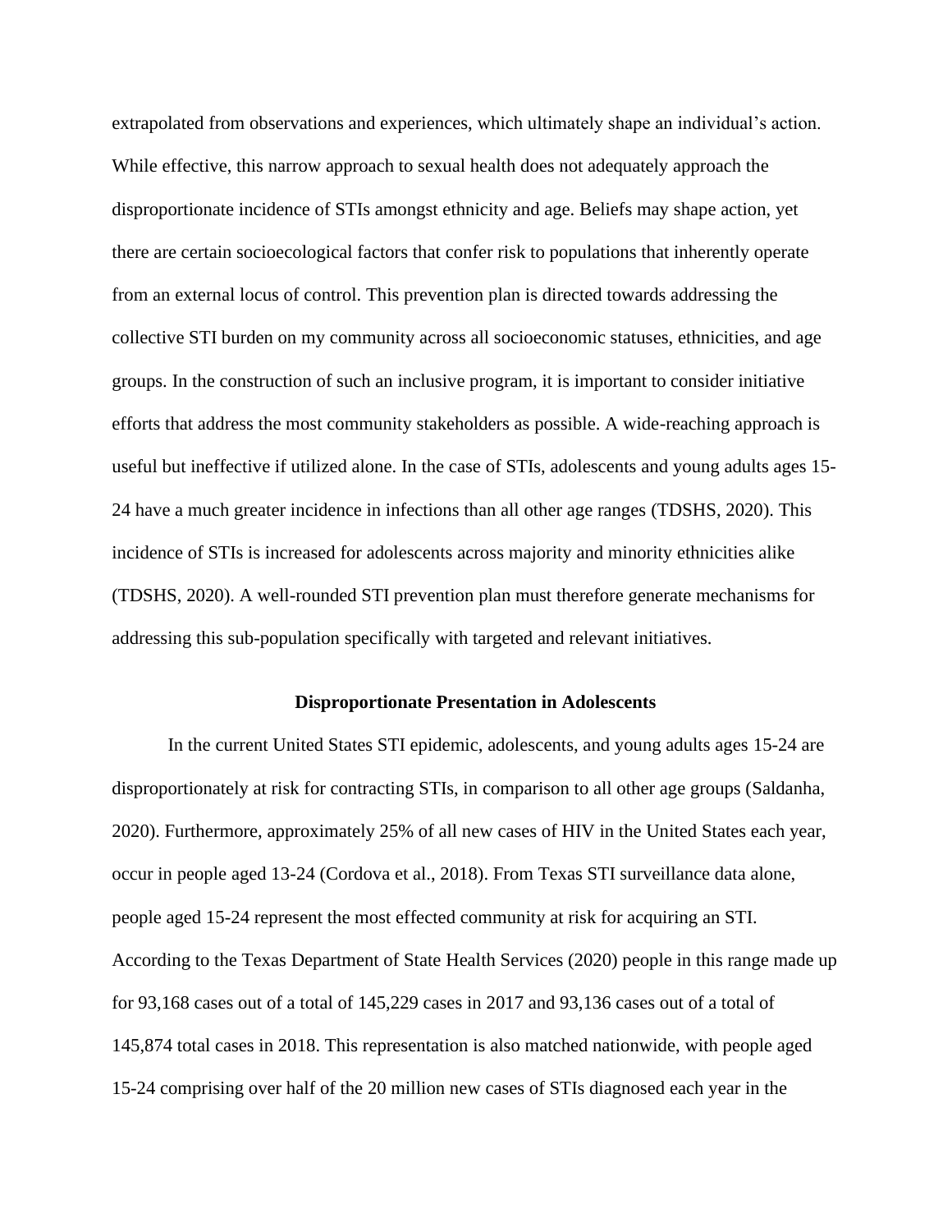extrapolated from observations and experiences, which ultimately shape an individual's action. While effective, this narrow approach to sexual health does not adequately approach the disproportionate incidence of STIs amongst ethnicity and age. Beliefs may shape action, yet there are certain socioecological factors that confer risk to populations that inherently operate from an external locus of control. This prevention plan is directed towards addressing the collective STI burden on my community across all socioeconomic statuses, ethnicities, and age groups. In the construction of such an inclusive program, it is important to consider initiative efforts that address the most community stakeholders as possible. A wide-reaching approach is useful but ineffective if utilized alone. In the case of STIs, adolescents and young adults ages 15-24 have a much greater incidence in infections than all other age ranges (TDSHS, 2020). This incidence of STIs is increased for adolescents across majority and minority ethnicities alike (TDSHS, 2020). A well-rounded STI prevention plan must therefore generate mechanisms for addressing this sub-population specifically with targeted and relevant initiatives.

## Disproportionate Presentation in Adolescents

In the current United States STI epidemic, adolescents, and young adults ages 15-24 are disproportionately at risk for contracting STIs, in comparison to all other age groups (Saldanha, 2020). Furthermore, approximately 25% of all new cases of HIV in the United States each year, occur in people aged 13-24 (Cordova et al., 2018). From Texas STI surveillance data alone, people aged 15-24 represent the most effected community at risk for acquiring an STI. According to the Texas Department of State Health Services (2020) people in this range made up for 93,168 cases out of a total of 145,229 cases in 2017 and 93,136 cases out of a total of 145,874 total cases in 2018. This representation is also matched nationwide, with people aged 15-24 comprising over half of the 20 million new cases of STIs diagnosed each year in the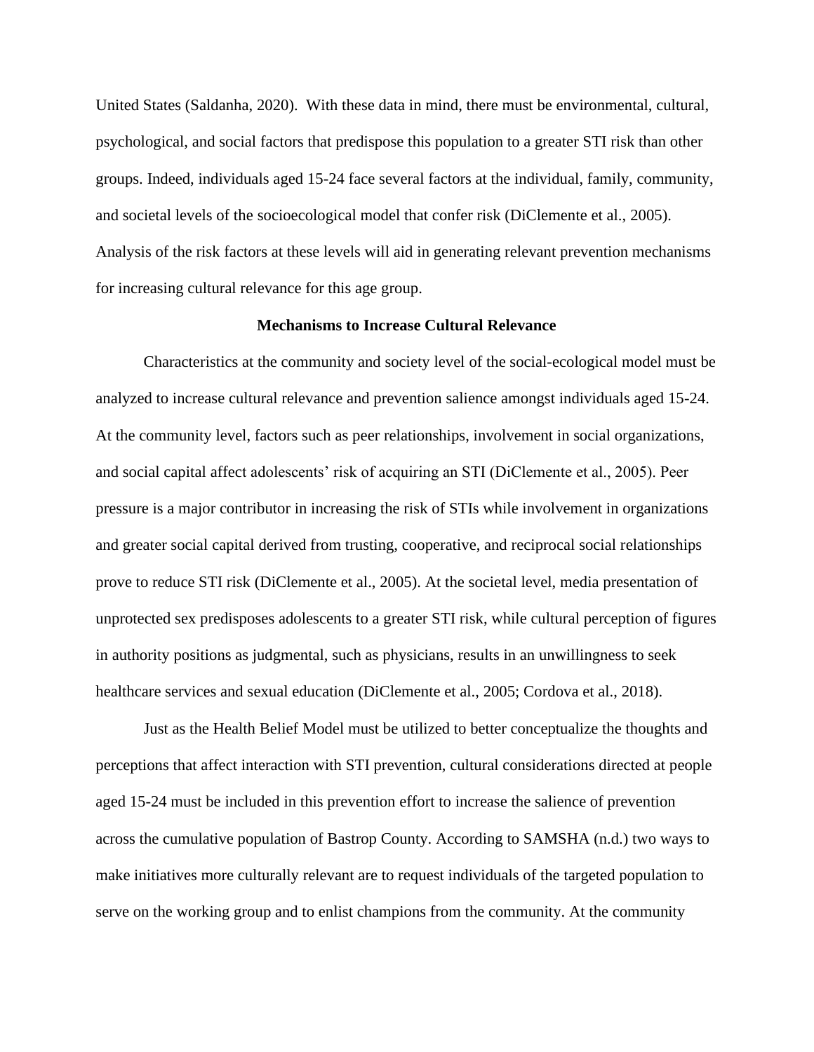United States (Saldanha, 2020). With these data in mind, there must be environmental, cultural, psychological, and social factors that predispose this population to a greater STI risk than other groups. Indeed, individuals aged 15-24 face several factors at the individual, family, community, and societal levels of the socioecological model that confer risk (DiClemente et al., 2005). Analysis of the risk factors at these levels will aid in generating relevant prevention mechanisms for increasing cultural relevance for this age group.

## Mechanisms to Increase Cultural Relevance

Characteristics at the community and society level of the social-ecological model must be analyzed to increase cultural relevance and prevention salience amongst individuals aged 15-24. At the community level, factors such as peer relationships, involvement in social organizations, and social capital affect adolescents' risk of acquiring an STI (DiClemente et al., 2005). Peer pressure is a major contributor in increasing the risk of STIs while involvement in organizations and greater social capital derived from trusting, cooperative, and reciprocal social relationships prove to reduce STI risk (DiClemente et al., 2005). At the societal level, media presentation of unprotected sex predisposes adolescents to a greater STI risk, while cultural perception of figures in authority positions as judgmental, such as physicians, results in an unwillingness to seek healthcare services and sexual education (DiClemente et al., 2005; Cordova et al., 2018).

Just as the Health Belief Model must be utilized to better conceptualize the thoughts and perceptions that affect interaction with STI prevention, cultural considerations directed at people aged 15-24 must be included in this prevention effort to increase the salience of prevention across the cumulative population of Bastrop County. According to SAMSHA (n.d.) two ways to make initiatives more culturally relevant are to request individuals of the targeted population to serve on the working group and to enlist champions from the community. At the community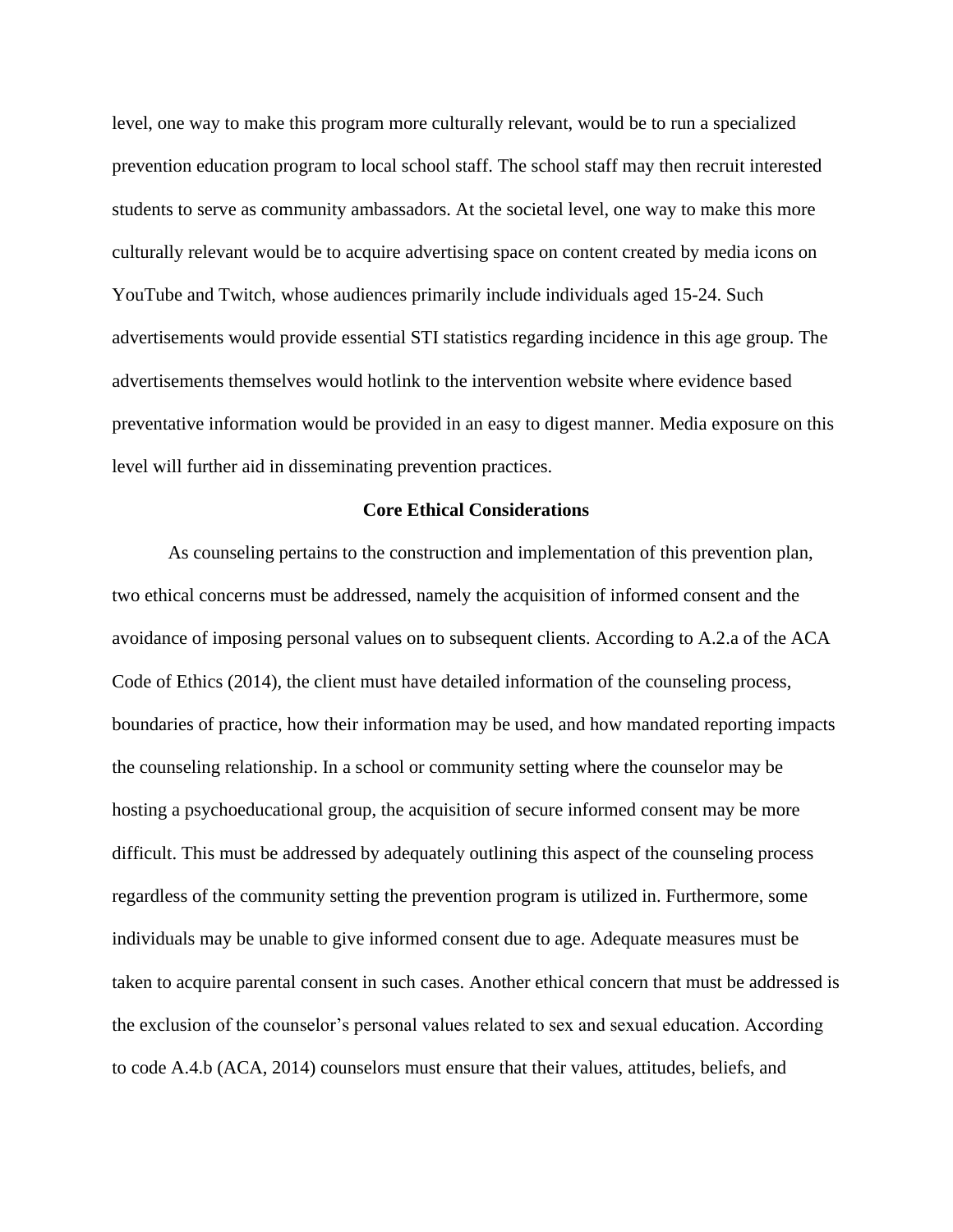level, one way to make this program more culturally relevant, would be to run a specialized prevention education program to local school staff. The school staff may then recruit interested students to serve as community ambassadors. At the societal level, one way to make this more culturally relevant would be to acquire advertising space on content created by media icons on YouTube and Twitch, whose audiences primarily include individuals aged 15-24. Such advertisements would provide essential STI statistics regarding incidence in this age group. The advertisements themselves would hotlink to the intervention website where evidence based preventative information would be provided in an easy to digest manner. Media exposure on this level will further aid in disseminating prevention practices.

## Core Ethical Considerations

As counseling pertains to the construction and implementation of this prevention plan, two ethical concerns must be addressed, namely the acquisition of informed consent and the avoidance of imposing personal values on to subsequent clients. According to A.2.a of the ACA Code of Ethics (2014), the client must have detailed information of the counseling process, boundaries of practice, how their information may be used, and how mandated reporting impacts the counseling relationship. In a school or community setting where the counselor may be hosting a psychoeducational group, the acquisition of secure informed consent may be more difficult. This must be addressed by adequately outlining this aspect of the counseling process regardless of the community setting the prevention program is utilized in. Furthermore, some individuals may be unable to give informed consent due to age. Adequate measures must be taken to acquire parental consent in such cases. Another ethical concern that must be addressed is the exclusion of the counselor's personal values related to sex and sexual education. According to code A.4.b (ACA, 2014) counselors must ensure that their values, attitudes, beliefs, and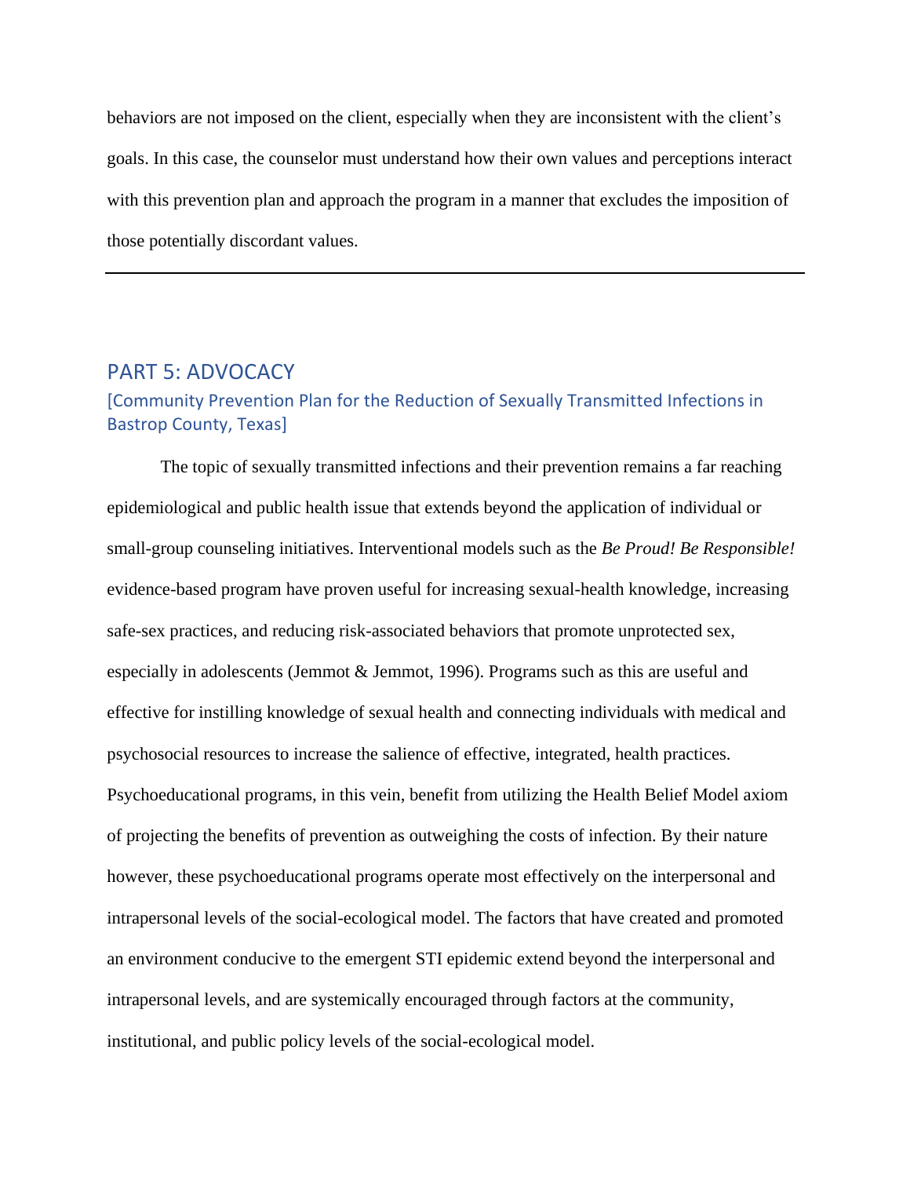behaviors are not imposed on the client, especially when they are inconsistent with the client's goals. In this case, the counselor must understand how their own values and perceptions interact with this prevention plan and approach the program in a manner that excludes the imposition of those potentially discordant values.

---

## PART 5: ADVOCACY

### [Community Prevention Plan for the Reduction of Sexually Transmitted Infections in Bastrop County, Texas]

The topic of sexually transmitted infections and their prevention remains a far reaching epidemiological and public health issue that extends beyond the application of individual or small-group counseling initiatives. Interventional models such as the *Be Proud! Be Responsible!* evidence-based program have proven useful for increasing sexual-health knowledge, increasing safe-sex practices, and reducing risk-associated behaviors that promote unprotected sex, especially in adolescents (Jemmot & Jemmot, 1996). Programs such as this are useful and effective for instilling knowledge of sexual health and connecting individuals with medical and psychosocial resources to increase the salience of effective, integrated, health practices. Psychoeducational programs, in this vein, benefit from utilizing the Health Belief Model axiom of projecting the benefits of prevention as outweighing the costs of infection. By their nature however, these psychoeducational programs operate most effectively on the interpersonal and intrapersonal levels of the social-ecological model. The factors that have created and promoted an environment conducive to the emergent STI epidemic extend beyond the interpersonal and intrapersonal levels, and are systemically encouraged through factors at the community, institutional, and public policy levels of the social-ecological model.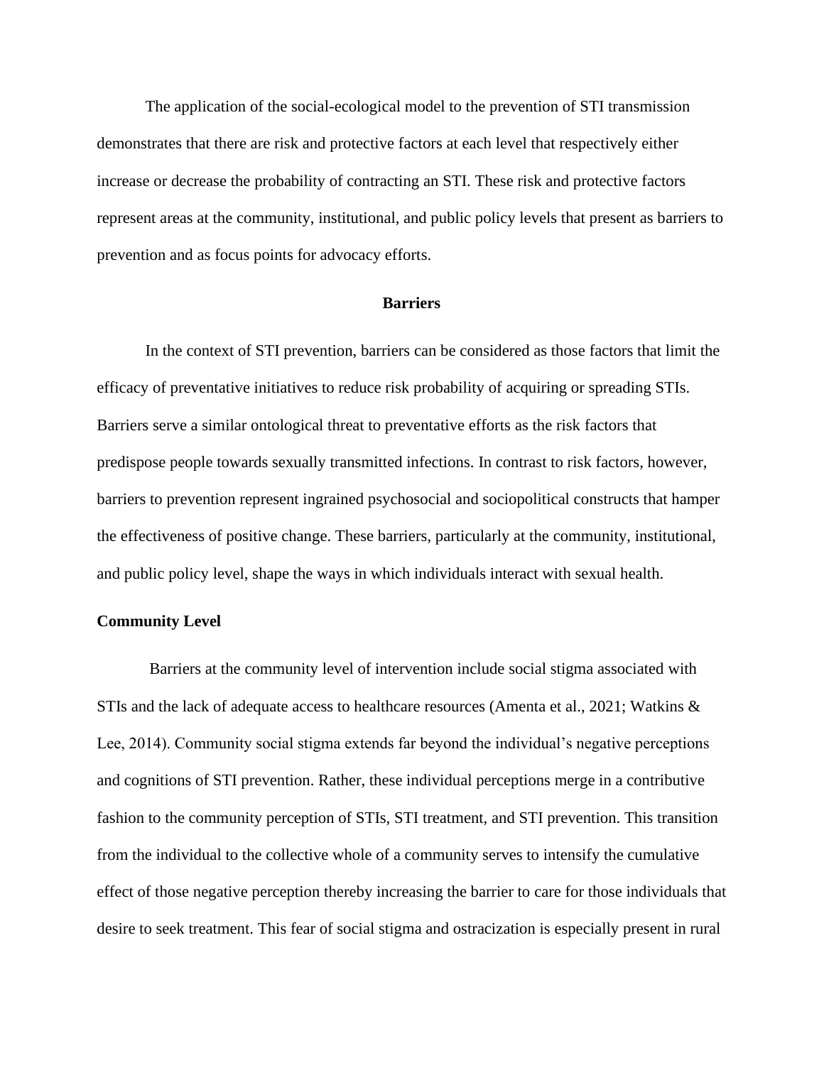The application of the social-ecological model to the prevention of STI transmission demonstrates that there are risk and protective factors at each level that respectively either increase or decrease the probability of contracting an STI. These risk and protective factors represent areas at the community, institutional, and public policy levels that present as barriers to prevention and as focus points for advocacy efforts.

## Barriers

In the context of STI prevention, barriers can be considered as those factors that limit the efficacy of preventative initiatives to reduce risk probability of acquiring or spreading STIs. Barriers serve a similar ontological threat to preventative efforts as the risk factors that predispose people towards sexually transmitted infections. In contrast to risk factors, however, barriers to prevention represent ingrained psychosocial and sociopolitical constructs that hamper the effectiveness of positive change. These barriers, particularly at the community, institutional, and public policy level, shape the ways in which individuals interact with sexual health.

### Community Level

Barriers at the community level of intervention include social stigma associated with STIs and the lack of adequate access to healthcare resources (Amenta et al., 2021; Watkins & Lee, 2014). Community social stigma extends far beyond the individual's negative perceptions and cognitions of STI prevention. Rather, these individual perceptions merge in a contributive fashion to the community perception of STIs, STI treatment, and STI prevention. This transition from the individual to the collective whole of a community serves to intensify the cumulative effect of those negative perception thereby increasing the barrier to care for those individuals that desire to seek treatment. This fear of social stigma and ostracization is especially present in rural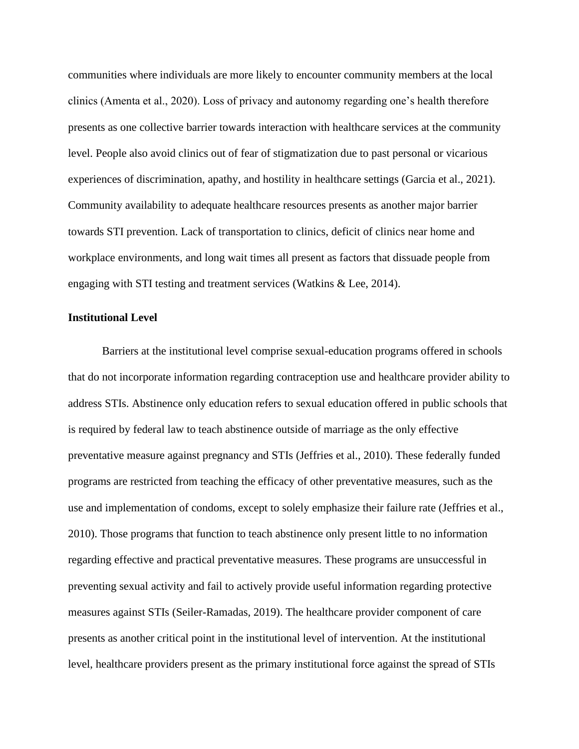communities where individuals are more likely to encounter community members at the local clinics (Amenta et al., 2020). Loss of privacy and autonomy regarding one's health therefore presents as one collective barrier towards interaction with healthcare services at the community level. People also avoid clinics out of fear of stigmatization due to past personal or vicarious experiences of discrimination, apathy, and hostility in healthcare settings (Garcia et al., 2021). Community availability to adequate healthcare resources presents as another major barrier towards STI prevention. Lack of transportation to clinics, deficit of clinics near home and workplace environments, and long wait times all present as factors that dissuade people from engaging with STI testing and treatment services (Watkins & Lee, 2014).

**Institutional Level**

Barriers at the institutional level comprise sexual-education programs offered in schools that do not incorporate information regarding contraception use and healthcare provider ability to address STIs. Abstinence only education refers to sexual education offered in public schools that is required by federal law to teach abstinence outside of marriage as the only effective preventative measure against pregnancy and STIs (Jeffries et al., 2010). These federally funded programs are restricted from teaching the efficacy of other preventative measures, such as the use and implementation of condoms, except to solely emphasize their failure rate (Jeffries et al., 2010). Those programs that function to teach abstinence only present little to no information regarding effective and practical preventative measures. These programs are unsuccessful in preventing sexual activity and fail to actively provide useful information regarding protective measures against STIs (Seiler-Ramadas, 2019). The healthcare provider component of care presents as another critical point in the institutional level of intervention. At the institutional level, healthcare providers present as the primary institutional force against the spread of STIs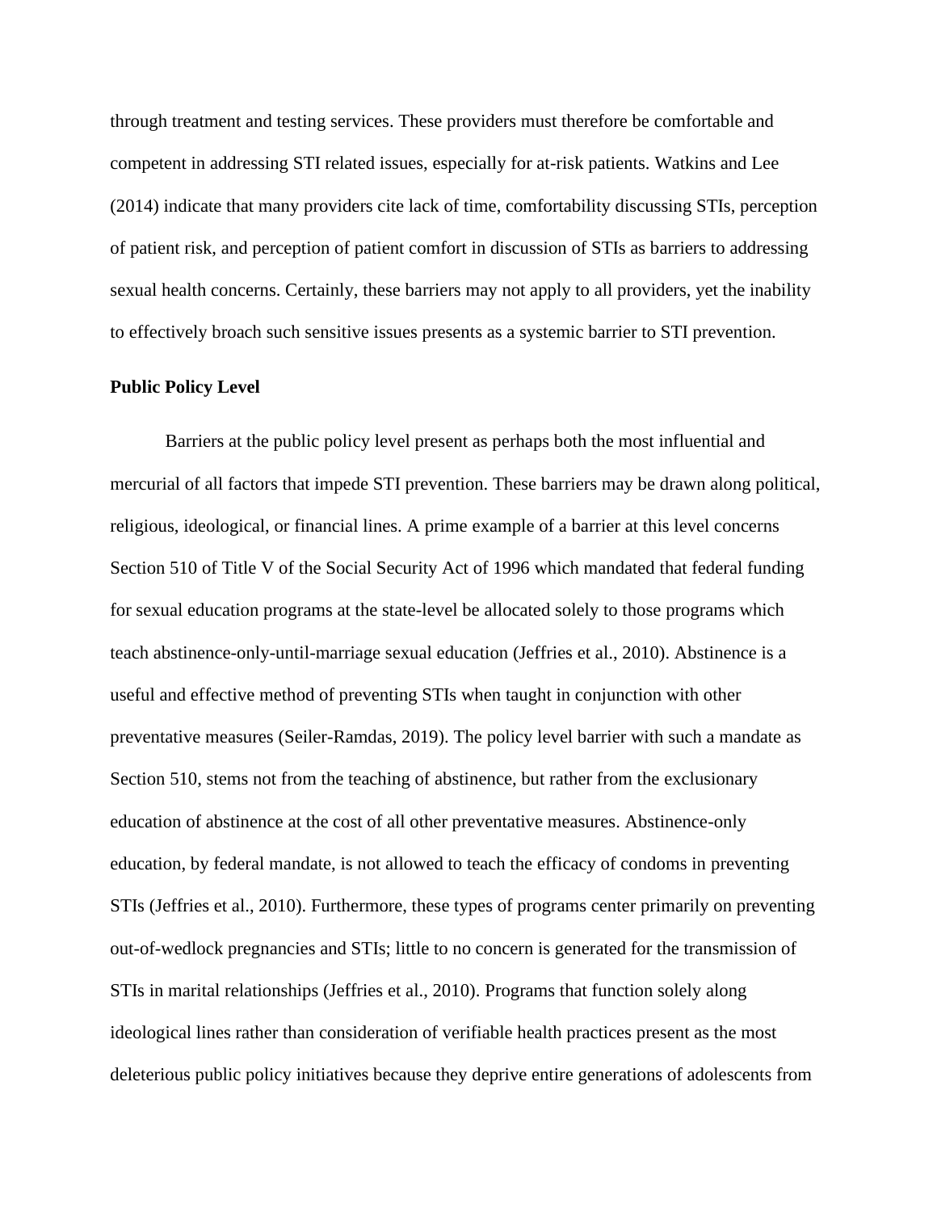through treatment and testing services. These providers must therefore be comfortable and competent in addressing STI related issues, especially for at-risk patients. Watkins and Lee (2014) indicate that many providers cite lack of time, comfortability discussing STIs, perception of patient risk, and perception of patient comfort in discussion of STIs as barriers to addressing sexual health concerns. Certainly, these barriers may not apply to all providers, yet the inability to effectively broach such sensitive issues presents as a systemic barrier to STI prevention.

**Public Policy Level**

Barriers at the public policy level present as perhaps both the most influential and mercurial of all factors that impede STI prevention. These barriers may be drawn along political, religious, ideological, or financial lines. A prime example of a barrier at this level concerns Section 510 of Title V of the Social Security Act of 1996 which mandated that federal funding for sexual education programs at the state-level be allocated solely to those programs which teach abstinence-only-until-marriage sexual education (Jeffries et al., 2010). Abstinence is a useful and effective method of preventing STIs when taught in conjunction with other preventative measures (Seiler-Ramdas, 2019). The policy level barrier with such a mandate as Section 510, stems not from the teaching of abstinence, but rather from the exclusionary education of abstinence at the cost of all other preventative measures. Abstinence-only education, by federal mandate, is not allowed to teach the efficacy of condoms in preventing STIs (Jeffries et al., 2010). Furthermore, these types of programs center primarily on preventing out-of-wedlock pregnancies and STIs; little to no concern is generated for the transmission of STIs in marital relationships (Jeffries et al., 2010). Programs that function solely along ideological lines rather than consideration of verifiable health practices present as the most deleterious public policy initiatives because they deprive entire generations of adolescents from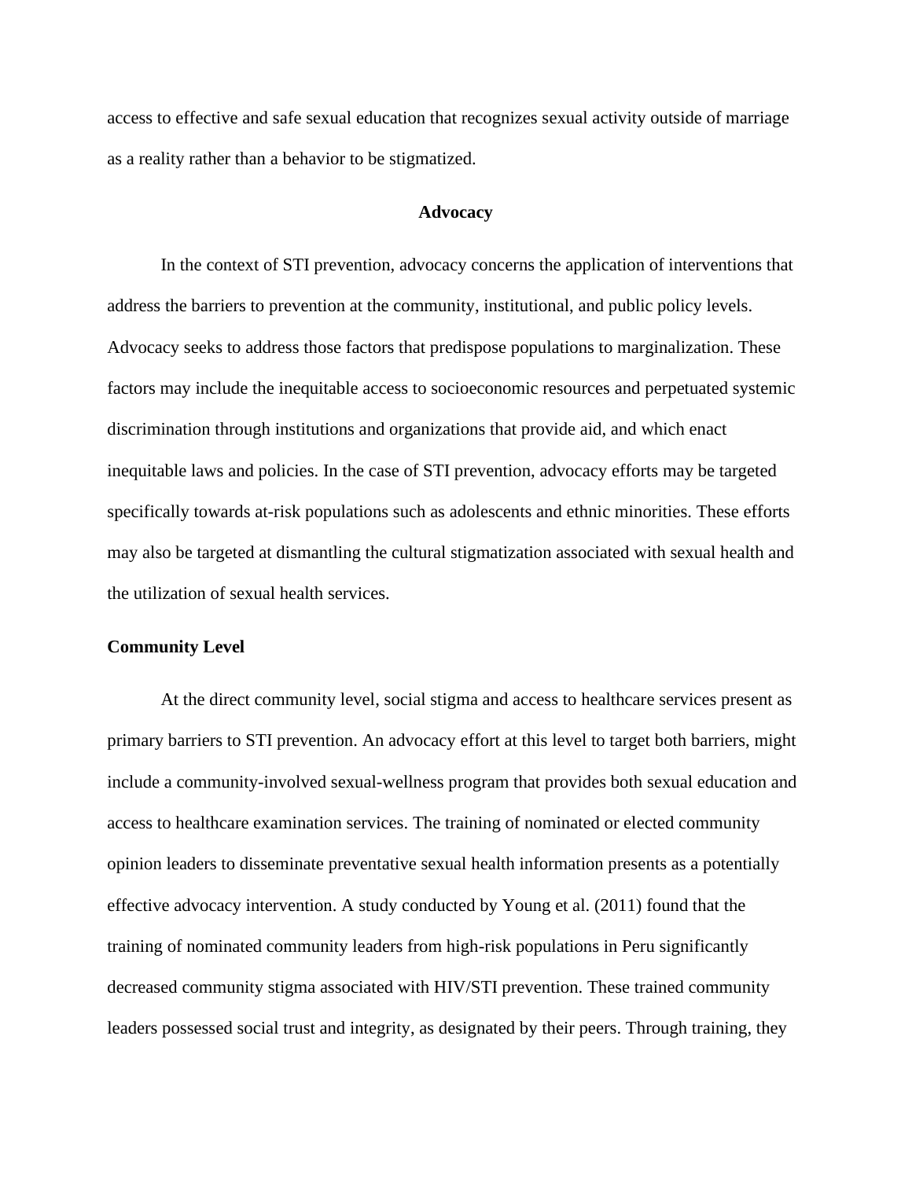access to effective and safe sexual education that recognizes sexual activity outside of marriage as a reality rather than a behavior to be stigmatized.

## Advocacy

In the context of STI prevention, advocacy concerns the application of interventions that address the barriers to prevention at the community, institutional, and public policy levels. Advocacy seeks to address those factors that predispose populations to marginalization. These factors may include the inequitable access to socioeconomic resources and perpetuated systemic discrimination through institutions and organizations that provide aid, and which enact inequitable laws and policies. In the case of STI prevention, advocacy efforts may be targeted specifically towards at-risk populations such as adolescents and ethnic minorities. These efforts may also be targeted at dismantling the cultural stigmatization associated with sexual health and the utilization of sexual health services.

### Community Level

At the direct community level, social stigma and access to healthcare services present as primary barriers to STI prevention. An advocacy effort at this level to target both barriers, might include a community-involved sexual-wellness program that provides both sexual education and access to healthcare examination services. The training of nominated or elected community opinion leaders to disseminate preventative sexual health information presents as a potentially effective advocacy intervention. A study conducted by Young et al. (2011) found that the training of nominated community leaders from high-risk populations in Peru significantly decreased community stigma associated with HIV/STI prevention. These trained community leaders possessed social trust and integrity, as designated by their peers. Through training, they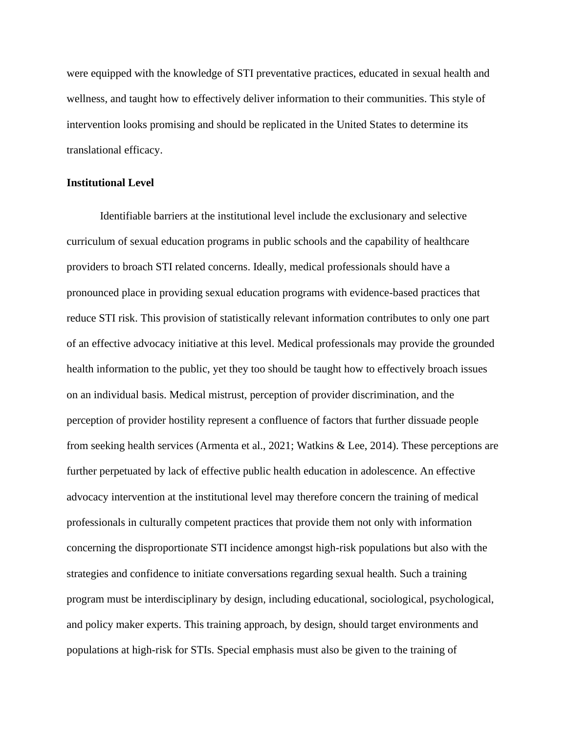were equipped with the knowledge of STI preventative practices, educated in sexual health and wellness, and taught how to effectively deliver information to their communities. This style of intervention looks promising and should be replicated in the United States to determine its translational efficacy.

**Institutional Level**

Identifiable barriers at the institutional level include the exclusionary and selective curriculum of sexual education programs in public schools and the capability of healthcare providers to broach STI related concerns. Ideally, medical professionals should have a pronounced place in providing sexual education programs with evidence-based practices that reduce STI risk. This provision of statistically relevant information contributes to only one part of an effective advocacy initiative at this level. Medical professionals may provide the grounded health information to the public, yet they too should be taught how to effectively broach issues on an individual basis. Medical mistrust, perception of provider discrimination, and the perception of provider hostility represent a confluence of factors that further dissuade people from seeking health services (Armenta et al., 2021; Watkins & Lee, 2014). These perceptions are further perpetuated by lack of effective public health education in adolescence. An effective advocacy intervention at the institutional level may therefore concern the training of medical professionals in culturally competent practices that provide them not only with information concerning the disproportionate STI incidence amongst high-risk populations but also with the strategies and confidence to initiate conversations regarding sexual health. Such a training program must be interdisciplinary by design, including educational, sociological, psychological, and policy maker experts. This training approach, by design, should target environments and populations at high-risk for STIs. Special emphasis must also be given to the training of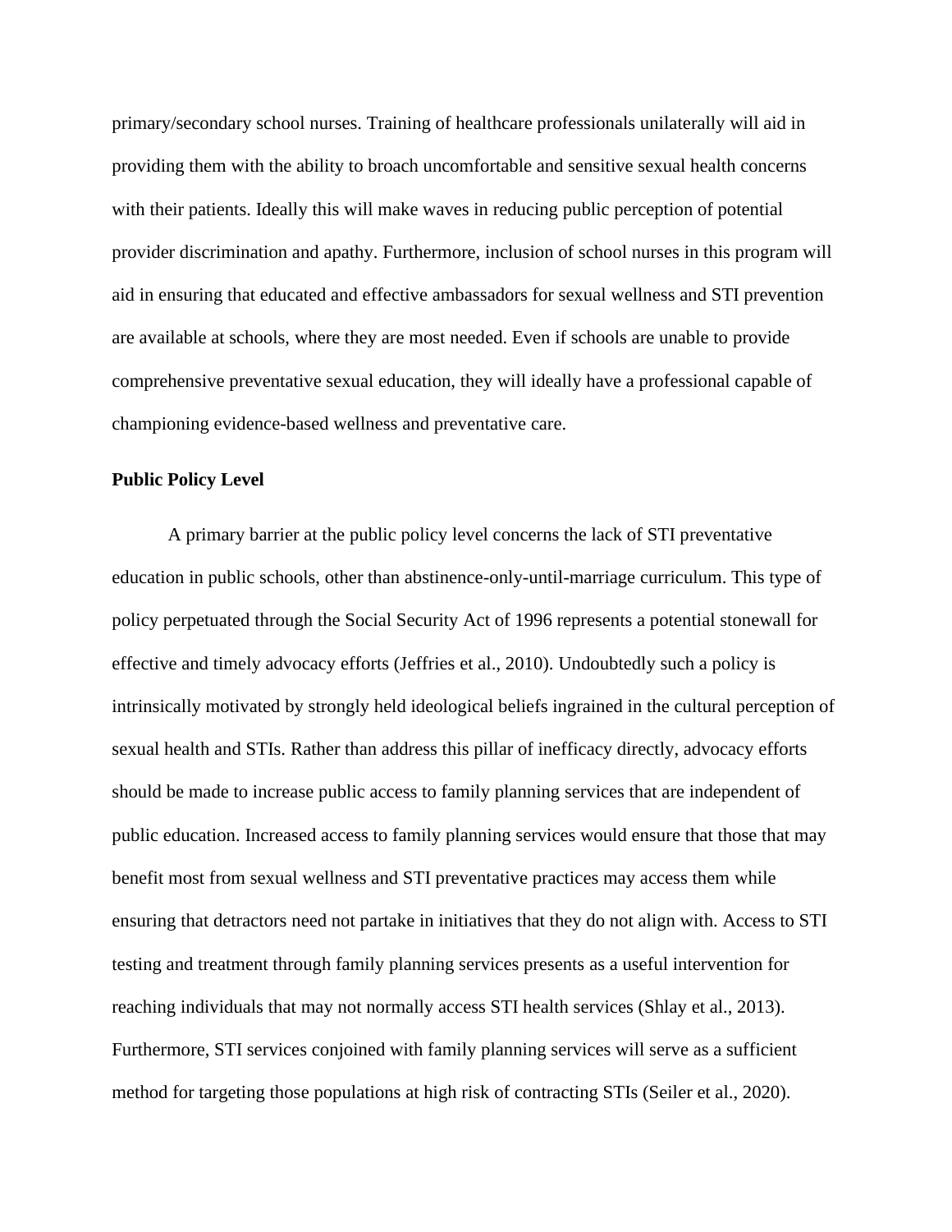primary/secondary school nurses. Training of healthcare professionals unilaterally will aid in providing them with the ability to broach uncomfortable and sensitive sexual health concerns with their patients. Ideally this will make waves in reducing public perception of potential provider discrimination and apathy. Furthermore, inclusion of school nurses in this program will aid in ensuring that educated and effective ambassadors for sexual wellness and STI prevention are available at schools, where they are most needed. Even if schools are unable to provide comprehensive preventative sexual education, they will ideally have a professional capable of championing evidence-based wellness and preventative care.

**Public Policy Level**

A primary barrier at the public policy level concerns the lack of STI preventative education in public schools, other than abstinence-only-until-marriage curriculum. This type of policy perpetuated through the Social Security Act of 1996 represents a potential stonewall for effective and timely advocacy efforts (Jeffries et al., 2010). Undoubtedly such a policy is intrinsically motivated by strongly held ideological beliefs ingrained in the cultural perception of sexual health and STIs. Rather than address this pillar of inefficacy directly, advocacy efforts should be made to increase public access to family planning services that are independent of public education. Increased access to family planning services would ensure that those that may benefit most from sexual wellness and STI preventative practices may access them while ensuring that detractors need not partake in initiatives that they do not align with. Access to STI testing and treatment through family planning services presents as a useful intervention for reaching individuals that may not normally access STI health services (Shlay et al., 2013). Furthermore, STI services conjoined with family planning services will serve as a sufficient method for targeting those populations at high risk of contracting STIs (Seiler et al., 2020).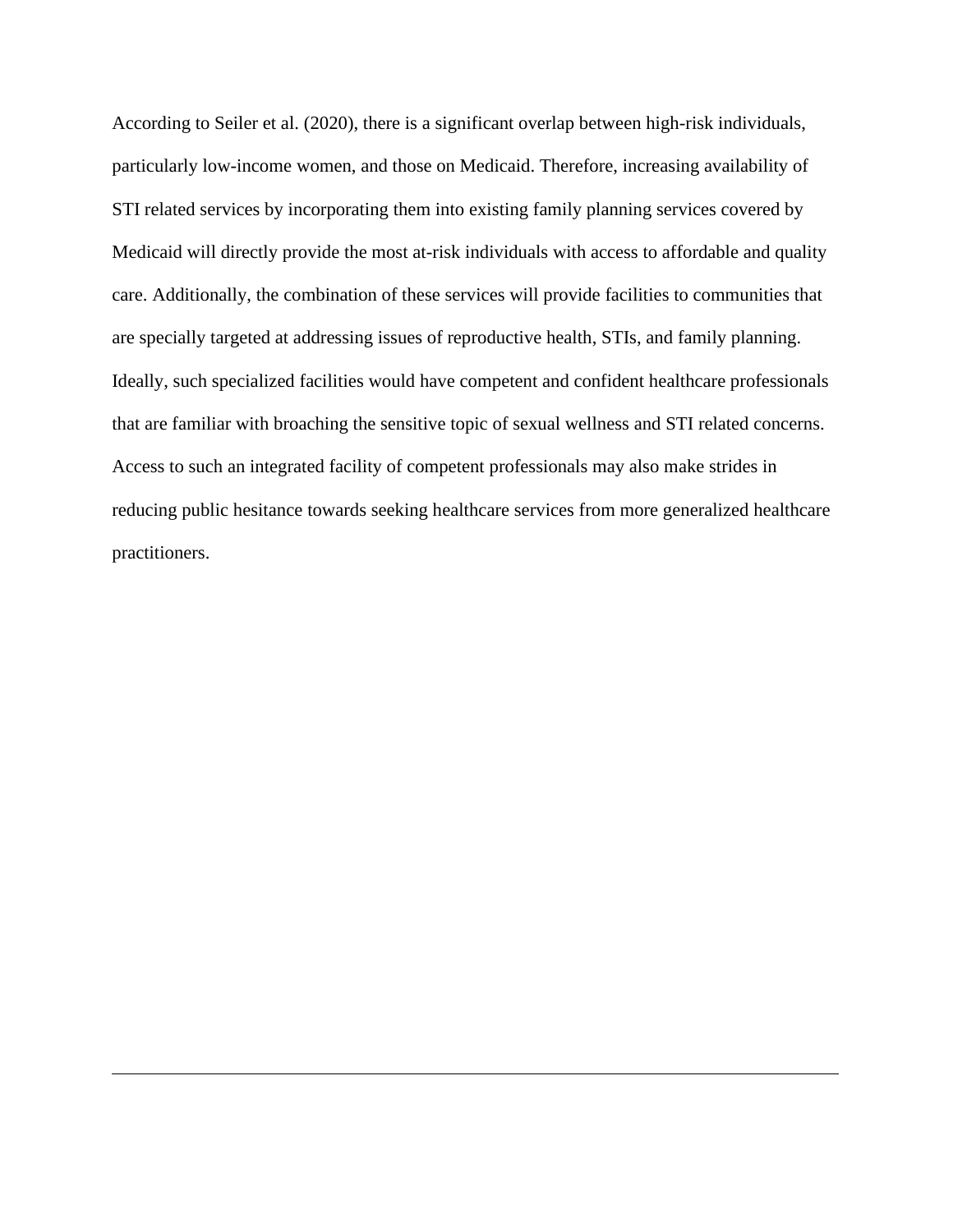According to Seiler et al. (2020), there is a significant overlap between high-risk individuals, particularly low-income women, and those on Medicaid. Therefore, increasing availability of STI related services by incorporating them into existing family planning services covered by Medicaid will directly provide the most at-risk individuals with access to affordable and quality care. Additionally, the combination of these services will provide facilities to communities that are specially targeted at addressing issues of reproductive health, STIs, and family planning. Ideally, such specialized facilities would have competent and confident healthcare professionals that are familiar with broaching the sensitive topic of sexual wellness and STI related concerns. Access to such an integrated facility of competent professionals may also make strides in reducing public hesitance towards seeking healthcare services from more generalized healthcare practitioners.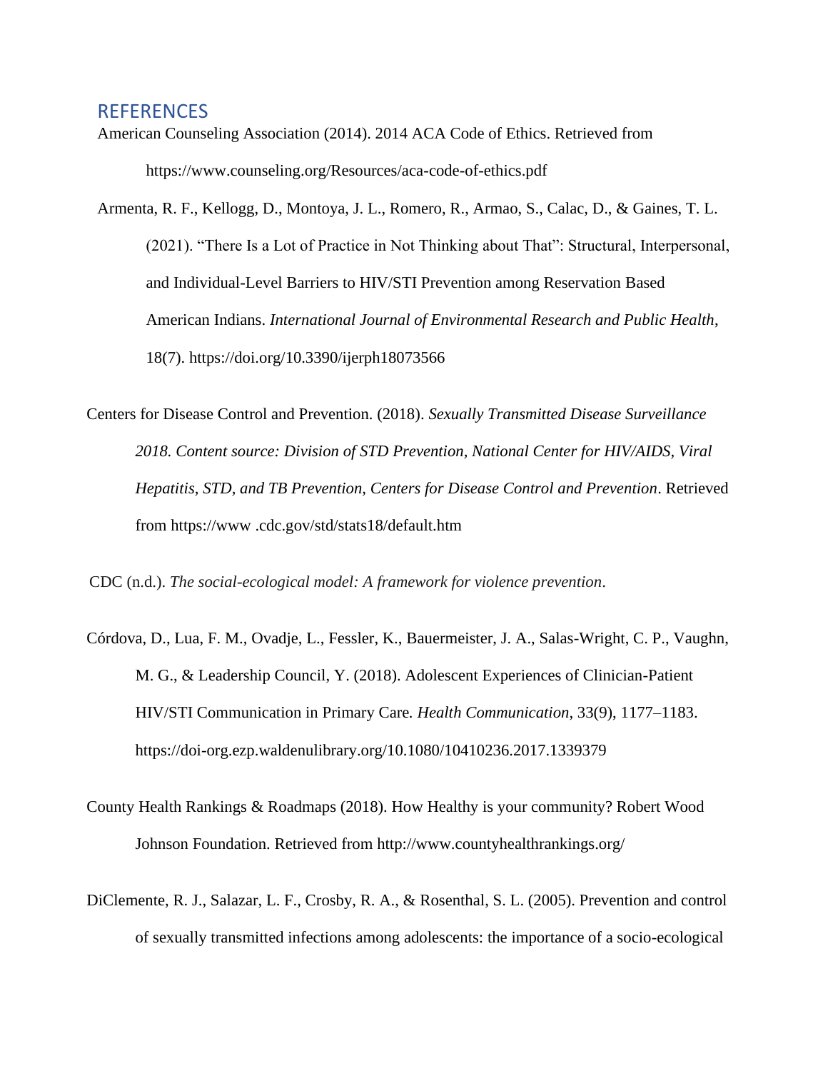## REFERENCES

American Counseling Association (2014). 2014 ACA Code of Ethics. Retrieved from https://www.counseling.org/Resources/aca-code-of-ethics.pdf

Armenta, R. F., Kellogg, D., Montoya, J. L., Romero, R., Armao, S., Calac, D., & Gaines, T. L. (2021). "There Is a Lot of Practice in Not Thinking about That": Structural, Interpersonal, and Individual-Level Barriers to HIV/STI Prevention among Reservation Based American Indians. *International Journal of Environmental Research and Public Health*, 18(7). https://doi.org/10.3390/ijerph18073566

Centers for Disease Control and Prevention. (2018). *Sexually Transmitted Disease Surveillance 2018. Content source: Division of STD Prevention, National Center for HIV/AIDS, Viral Hepatitis, STD, and TB Prevention, Centers for Disease Control and Prevention*. Retrieved from https://www .cdc.gov/std/stats18/default.htm

CDC (n.d.). *The social-ecological model: A framework for violence prevention*.

Córdova, D., Lua, F. M., Ovadje, L., Fessler, K., Bauermeister, J. A., Salas-Wright, C. P., Vaughn, M. G., & Leadership Council, Y. (2018). Adolescent Experiences of Clinician-Patient HIV/STI Communication in Primary Care. *Health Communication*, 33(9), 1177–1183. https://doi-org.ezp.waldenulibrary.org/10.1080/10410236.2017.1339379

County Health Rankings & Roadmaps (2018). How Healthy is your community? Robert Wood Johnson Foundation. Retrieved from http://www.countyhealthrankings.org/

DiClemente, R. J., Salazar, L. F., Crosby, R. A., & Rosenthal, S. L. (2005). Prevention and control of sexually transmitted infections among adolescents: the importance of a socio-ecological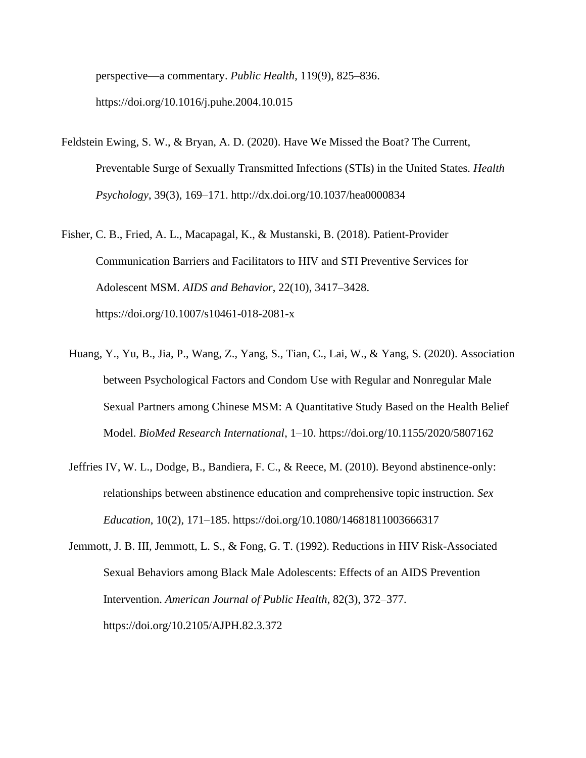perspective—a commentary. *Public Health*, 119(9), 825–836. https://doi.org/10.1016/j.puhe.2004.10.015

Feldstein Ewing, S. W., & Bryan, A. D. (2020). Have We Missed the Boat? The Current, Preventable Surge of Sexually Transmitted Infections (STIs) in the United States. *Health Psychology*, 39(3), 169–171. http://dx.doi.org/10.1037/hea0000834

Fisher, C. B., Fried, A. L., Macapagal, K., & Mustanski, B. (2018). Patient-Provider Communication Barriers and Facilitators to HIV and STI Preventive Services for Adolescent MSM. *AIDS and Behavior*, 22(10), 3417–3428. https://doi.org/10.1007/s10461-018-2081-x

Huang, Y., Yu, B., Jia, P., Wang, Z., Yang, S., Tian, C., Lai, W., & Yang, S. (2020). Association between Psychological Factors and Condom Use with Regular and Nonregular Male Sexual Partners among Chinese MSM: A Quantitative Study Based on the Health Belief Model. *BioMed Research International*, 1–10. https://doi.org/10.1155/2020/5807162

Jeffries IV, W. L., Dodge, B., Bandiera, F. C., & Reece, M. (2010). Beyond abstinence-only: relationships between abstinence education and comprehensive topic instruction. *Sex Education*, 10(2), 171–185. https://doi.org/10.1080/14681811003666317

Jemmott, J. B. III, Jemmott, L. S., & Fong, G. T. (1992). Reductions in HIV Risk-Associated Sexual Behaviors among Black Male Adolescents: Effects of an AIDS Prevention Intervention. *American Journal of Public Health*, 82(3), 372–377. https://doi.org/10.2105/AJPH.82.3.372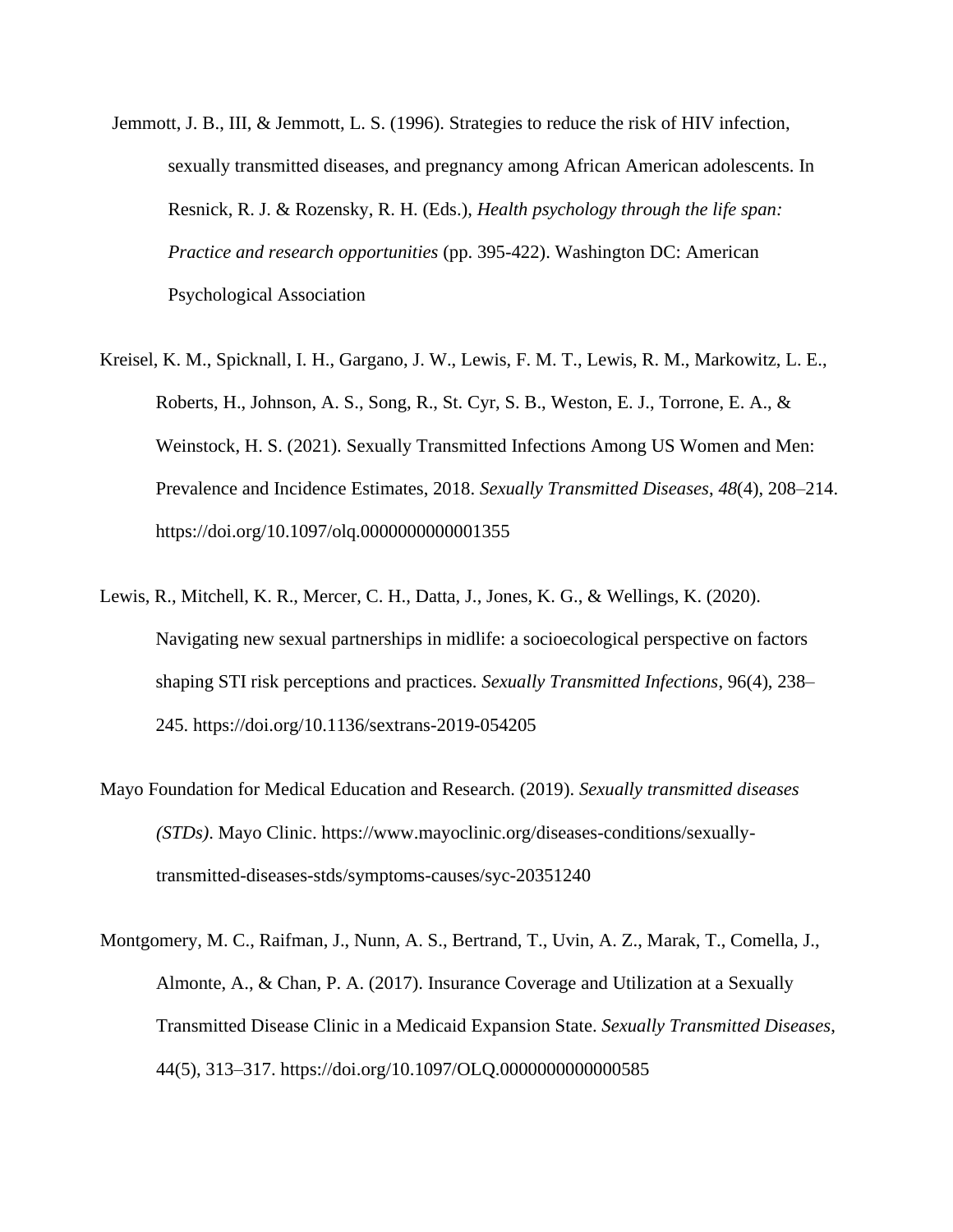Jemmott, J. B., III, & Jemmott, L. S. (1996). Strategies to reduce the risk of HIV infection, sexually transmitted diseases, and pregnancy among African American adolescents. In Resnick, R. J. & Rozensky, R. H. (Eds.), *Health psychology through the life span: Practice and research opportunities* (pp. 395-422). Washington DC: American Psychological Association

Kreisel, K. M., Spicknall, I. H., Gargano, J. W., Lewis, F. M. T., Lewis, R. M., Markowitz, L. E., Roberts, H., Johnson, A. S., Song, R., St. Cyr, S. B., Weston, E. J., Torrone, E. A., & Weinstock, H. S. (2021). Sexually Transmitted Infections Among US Women and Men: Prevalence and Incidence Estimates, 2018. *Sexually Transmitted Diseases*, *48*(4), 208–214. https://doi.org/10.1097/olq.0000000000001355

Lewis, R., Mitchell, K. R., Mercer, C. H., Datta, J., Jones, K. G., & Wellings, K. (2020). Navigating new sexual partnerships in midlife: a socioecological perspective on factors shaping STI risk perceptions and practices. *Sexually Transmitted Infections*, 96(4), 238–245. https://doi.org/10.1136/sextrans-2019-054205

Mayo Foundation for Medical Education and Research. (2019). *Sexually transmitted diseases (STDs)*. Mayo Clinic. https://www.mayoclinic.org/diseases-conditions/sexually-transmitted-diseases-stds/symptoms-causes/syc-20351240

Montgomery, M. C., Raifman, J., Nunn, A. S., Bertrand, T., Uvin, A. Z., Marak, T., Comella, J., Almonte, A., & Chan, P. A. (2017). Insurance Coverage and Utilization at a Sexually Transmitted Disease Clinic in a Medicaid Expansion State. *Sexually Transmitted Diseases*, 44(5), 313–317. https://doi.org/10.1097/OLQ.0000000000000585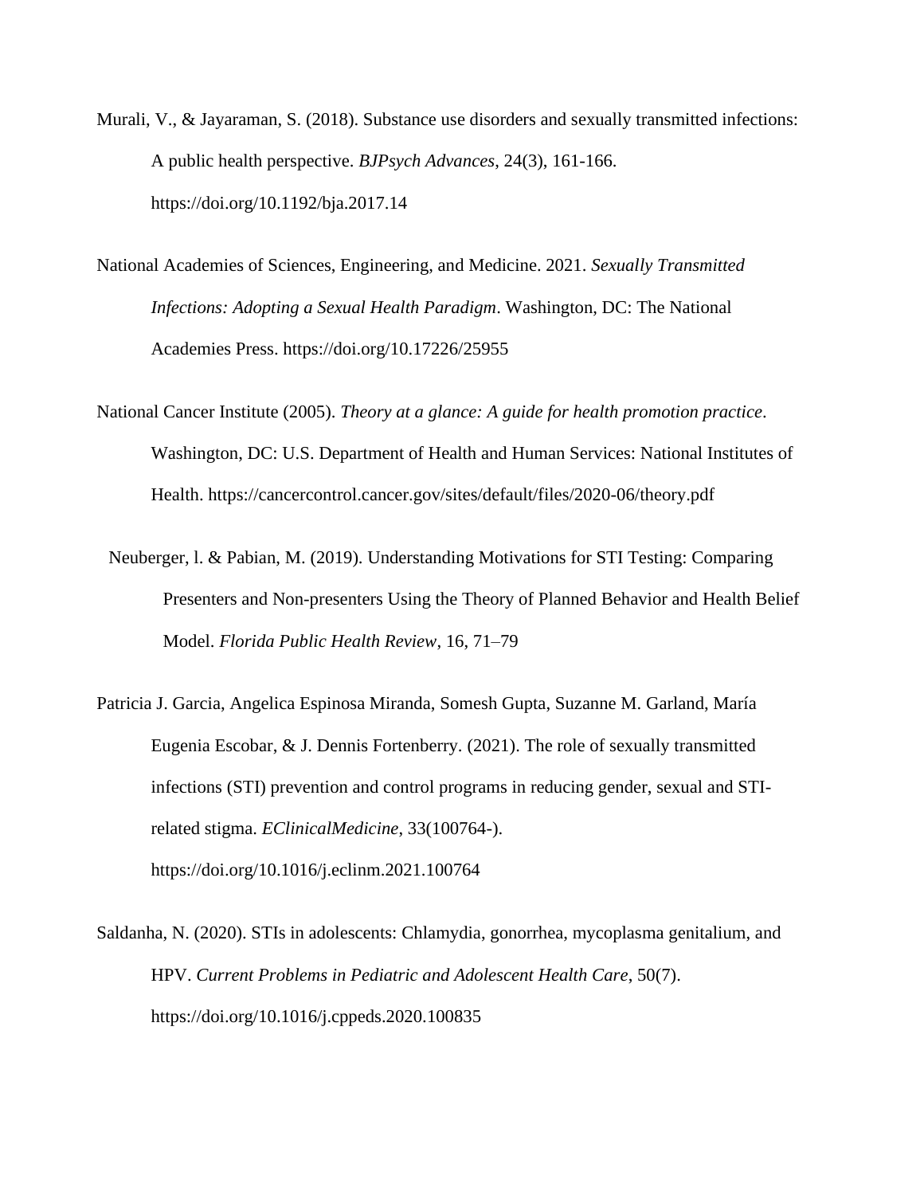Murali, V., & Jayaraman, S. (2018). Substance use disorders and sexually transmitted infections: A public health perspective. *BJPsych Advances*, 24(3), 161-166. https://doi.org/10.1192/bja.2017.14

National Academies of Sciences, Engineering, and Medicine. 2021. *Sexually Transmitted Infections: Adopting a Sexual Health Paradigm*. Washington, DC: The National Academies Press. https://doi.org/10.17226/25955

National Cancer Institute (2005). *Theory at a glance: A guide for health promotion practice*. Washington, DC: U.S. Department of Health and Human Services: National Institutes of Health. https://cancercontrol.cancer.gov/sites/default/files/2020-06/theory.pdf

Neuberger, l. & Pabian, M. (2019). Understanding Motivations for STI Testing: Comparing Presenters and Non-presenters Using the Theory of Planned Behavior and Health Belief Model. *Florida Public Health Review*, 16, 71–79

Patricia J. Garcia, Angelica Espinosa Miranda, Somesh Gupta, Suzanne M. Garland, María Eugenia Escobar, & J. Dennis Fortenberry. (2021). The role of sexually transmitted infections (STI) prevention and control programs in reducing gender, sexual and STI-related stigma. *EClinicalMedicine*, 33(100764-). https://doi.org/10.1016/j.eclinm.2021.100764

Saldanha, N. (2020). STIs in adolescents: Chlamydia, gonorrhea, mycoplasma genitalium, and HPV. *Current Problems in Pediatric and Adolescent Health Care*, 50(7). https://doi.org/10.1016/j.cppeds.2020.100835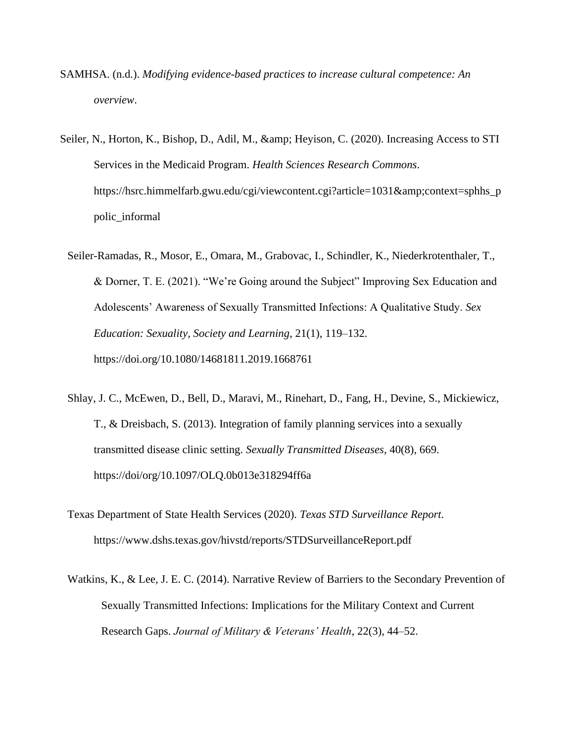SAMHSA. (n.d.). *Modifying evidence-based practices to increase cultural competence: An overview*.

Seiler, N., Horton, K., Bishop, D., Adil, M., &amp; Heyison, C. (2020). Increasing Access to STI Services in the Medicaid Program. *Health Sciences Research Commons*. https://hsrc.himmelfarb.gwu.edu/cgi/viewcontent.cgi?article=1031&amp;context=sphhs_ppolic_informal

Seiler-Ramadas, R., Mosor, E., Omara, M., Grabovac, I., Schindler, K., Niederkrotenthaler, T., & Dorner, T. E. (2021). "We're Going around the Subject" Improving Sex Education and Adolescents' Awareness of Sexually Transmitted Infections: A Qualitative Study. *Sex Education: Sexuality, Society and Learning*, 21(1), 119–132. https://doi.org/10.1080/14681811.2019.1668761

Shlay, J. C., McEwen, D., Bell, D., Maravi, M., Rinehart, D., Fang, H., Devine, S., Mickiewicz, T., & Dreisbach, S. (2013). Integration of family planning services into a sexually transmitted disease clinic setting. *Sexually Transmitted Diseases*, 40(8), 669. https://doi/org/10.1097/OLQ.0b013e318294ff6a

Texas Department of State Health Services (2020). *Texas STD Surveillance Report*. https://www.dshs.texas.gov/hivstd/reports/STDSurveillanceReport.pdf

Watkins, K., & Lee, J. E. C. (2014). Narrative Review of Barriers to the Secondary Prevention of Sexually Transmitted Infections: Implications for the Military Context and Current Research Gaps. *Journal of Military & Veterans' Health*, 22(3), 44–52.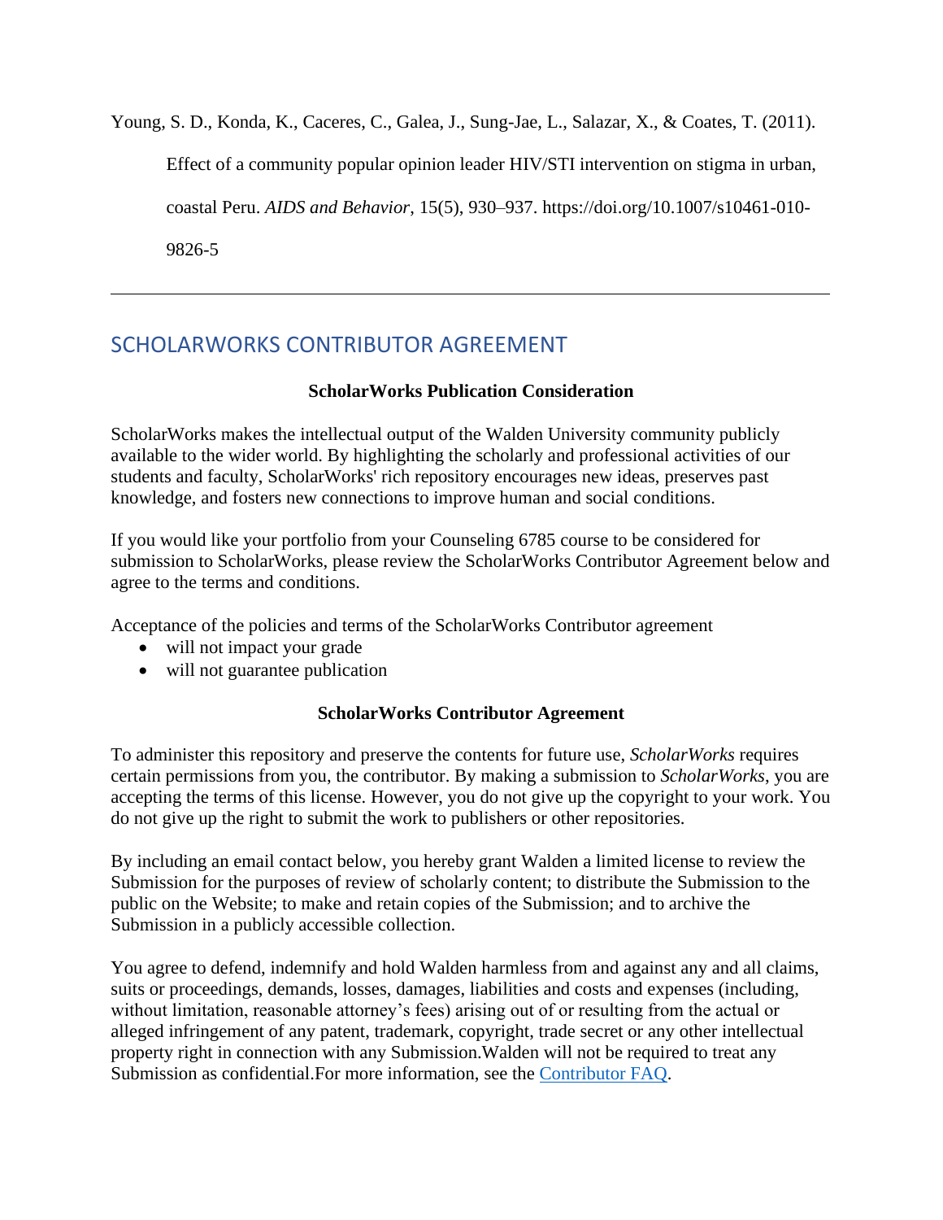Young, S. D., Konda, K., Caceres, C., Galea, J., Sung-Jae, L., Salazar, X., & Coates, T. (2011). Effect of a community popular opinion leader HIV/STI intervention on stigma in urban, coastal Peru. *AIDS and Behavior*, 15(5), 930–937. https://doi.org/10.1007/s10461-010-9826-5

---

## SCHOLARWORKS CONTRIBUTOR AGREEMENT

**ScholarWorks Publication Consideration**

ScholarWorks makes the intellectual output of the Walden University community publicly available to the wider world. By highlighting the scholarly and professional activities of our students and faculty, ScholarWorks' rich repository encourages new ideas, preserves past knowledge, and fosters new connections to improve human and social conditions.

If you would like your portfolio from your Counseling 6785 course to be considered for submission to ScholarWorks, please review the ScholarWorks Contributor Agreement below and agree to the terms and conditions.

Acceptance of the policies and terms of the ScholarWorks Contributor agreement

- will not impact your grade
- will not guarantee publication

**ScholarWorks Contributor Agreement**

To administer this repository and preserve the contents for future use, *ScholarWorks* requires certain permissions from you, the contributor. By making a submission to *ScholarWorks*, you are accepting the terms of this license. However, you do not give up the copyright to your work. You do not give up the right to submit the work to publishers or other repositories.

By including an email contact below, you hereby grant Walden a limited license to review the Submission for the purposes of review of scholarly content; to distribute the Submission to the public on the Website; to make and retain copies of the Submission; and to archive the Submission in a publicly accessible collection.

You agree to defend, indemnify and hold Walden harmless from and against any and all claims, suits or proceedings, demands, losses, damages, liabilities and costs and expenses (including, without limitation, reasonable attorney's fees) arising out of or resulting from the actual or alleged infringement of any patent, trademark, copyright, trade secret or any other intellectual property right in connection with any Submission.Walden will not be required to treat any Submission as confidential.For more information, see the Contributor FAQ.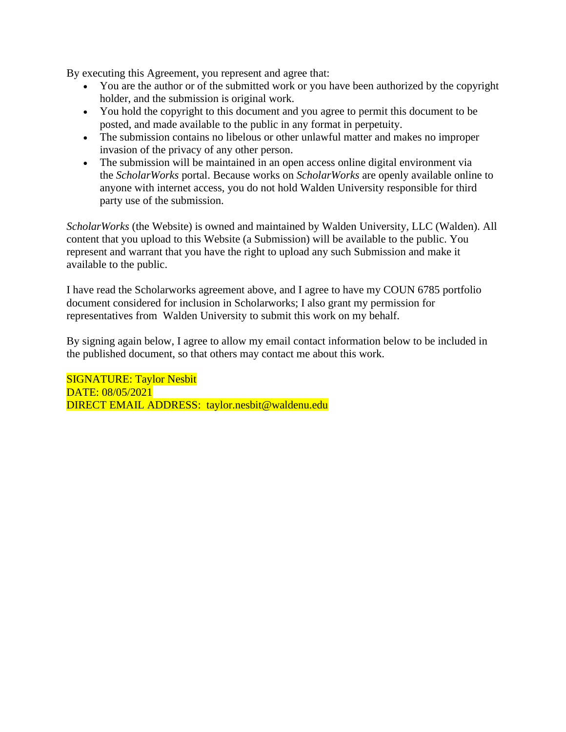By executing this Agreement, you represent and agree that:

- You are the author or of the submitted work or you have been authorized by the copyright holder, and the submission is original work.
- You hold the copyright to this document and you agree to permit this document to be posted, and made available to the public in any format in perpetuity.
- The submission contains no libelous or other unlawful matter and makes no improper invasion of the privacy of any other person.
- The submission will be maintained in an open access online digital environment via the *ScholarWorks* portal. Because works on *ScholarWorks* are openly available online to anyone with internet access, you do not hold Walden University responsible for third party use of the submission.

*ScholarWorks* (the Website) is owned and maintained by Walden University, LLC (Walden). All content that you upload to this Website (a Submission) will be available to the public. You represent and warrant that you have the right to upload any such Submission and make it available to the public.

I have read the Scholarworks agreement above, and I agree to have my COUN 6785 portfolio document considered for inclusion in Scholarworks; I also grant my permission for representatives from Walden University to submit this work on my behalf.

By signing again below, I agree to allow my email contact information below to be included in the published document, so that others may contact me about this work.

SIGNATURE: Taylor Nesbit
DATE: 08/05/2021
DIRECT EMAIL ADDRESS: taylor.nesbit@waldenu.edu